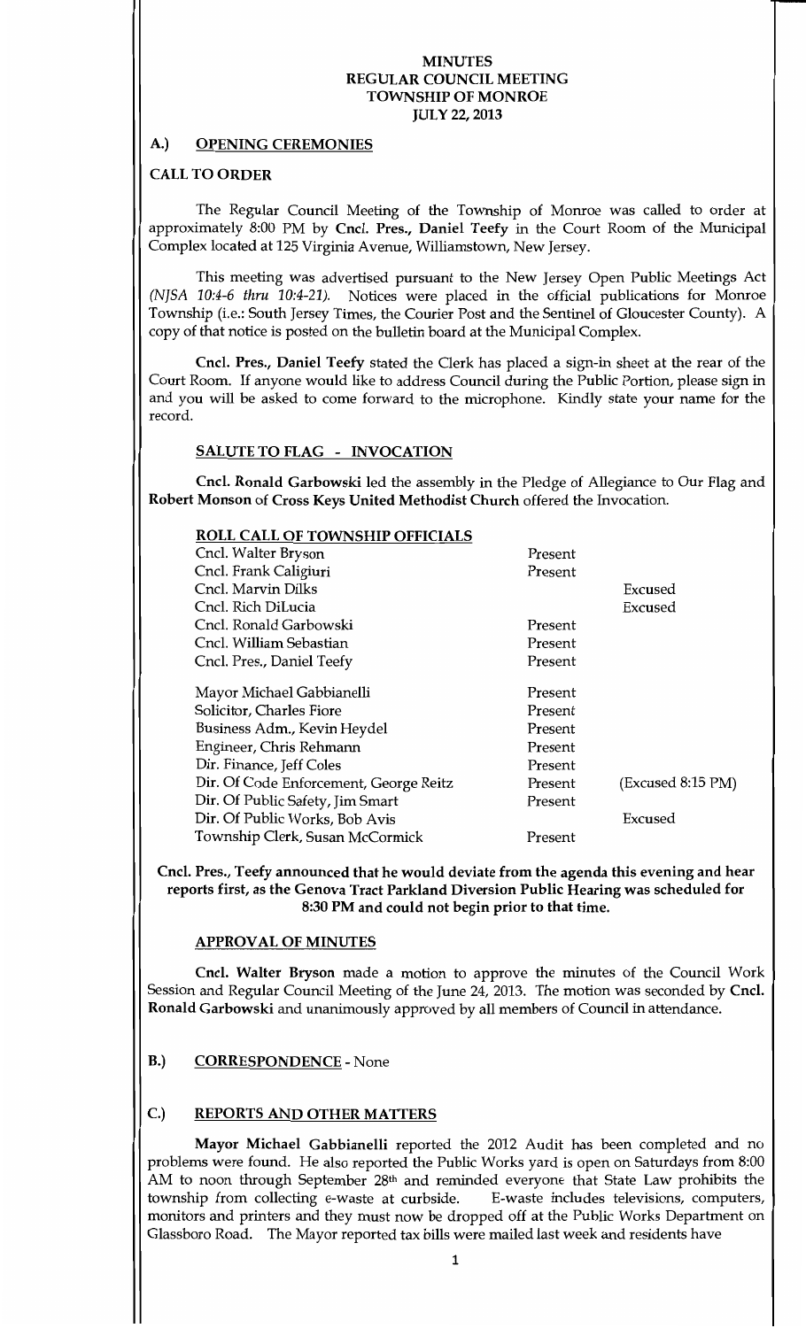# MINUTES
# REGULAR COUNCIL MEETING
# TOWNSHIP OF MONROE
# JULY 22, 2013

## A.) OPENING CEREMONIES

### CALL TO ORDER

The Regular Council Meeting of the Township of Monroe was called to order at approximately 8:00 PM by **Cncl. Pres., Daniel Teefy** in the Court Room of the Municipal Complex located at 125 Virginia Avenue, Williamstown, New Jersey.

This meeting was advertised pursuant to the New Jersey Open Public Meetings Act *(NJSA 10:4-6 thru 10:4-21)*. Notices were placed in the official publications for Monroe Township (i.e.: South Jersey Times, the Courier Post and the Sentinel of Gloucester County). A copy of that notice is posted on the bulletin board at the Municipal Complex.

**Cncl. Pres., Daniel Teefy** stated the Clerk has placed a sign-in sheet at the rear of the Court Room. If anyone would like to address Council during the Public Portion, please sign in and you will be asked to come forward to the microphone. Kindly state your name for the record.

### SALUTE TO FLAG - INVOCATION

**Cncl. Ronald Garbowski** led the assembly in the Pledge of Allegiance to Our Flag and **Robert Monson** of **Cross Keys United Methodist Church** offered the Invocation.

### ROLL CALL OF TOWNSHIP OFFICIALS

| | | |
|---|---|---|
| Cncl. Walter Bryson | Present | |
| Cncl. Frank Caligiuri | Present | |
| Cncl. Marvin Dilks | | Excused |
| Cncl. Rich DiLucia | | Excused |
| Cncl. Ronald Garbowski | Present | |
| Cncl. William Sebastian | Present | |
| Cncl. Pres., Daniel Teefy | Present | |
| Mayor Michael Gabbianelli | Present | |
| Solicitor, Charles Fiore | Present | |
| Business Adm., Kevin Heydel | Present | |
| Engineer, Chris Rehmann | Present | |
| Dir. Finance, Jeff Coles | Present | |
| Dir. Of Code Enforcement, George Reitz | Present | (Excused 8:15 PM) |
| Dir. Of Public Safety, Jim Smart | Present | |
| Dir. Of Public Works, Bob Avis | | Excused |
| Township Clerk, Susan McCormick | Present | |

**Cncl. Pres., Teefy announced that he would deviate from the agenda this evening and hear reports first, as the Genova Tract Parkland Diversion Public Hearing was scheduled for 8:30 PM and could not begin prior to that time.**

### APPROVAL OF MINUTES

**Cncl. Walter Bryson** made a motion to approve the minutes of the Council Work Session and Regular Council Meeting of the June 24, 2013. The motion was seconded by **Cncl. Ronald Garbowski** and unanimously approved by all members of Council in attendance.

## B.) CORRESPONDENCE - None

## C.) REPORTS AND OTHER MATTERS

**Mayor Michael Gabbianelli** reported the 2012 Audit has been completed and no problems were found. He also reported the Public Works yard is open on Saturdays from 8:00 AM to noon through September 28th and reminded everyone that State Law prohibits the township from collecting e-waste at curbside. E-waste includes televisions, computers, monitors and printers and they must now be dropped off at the Public Works Department on Glassboro Road. The Mayor reported tax bills were mailed last week and residents have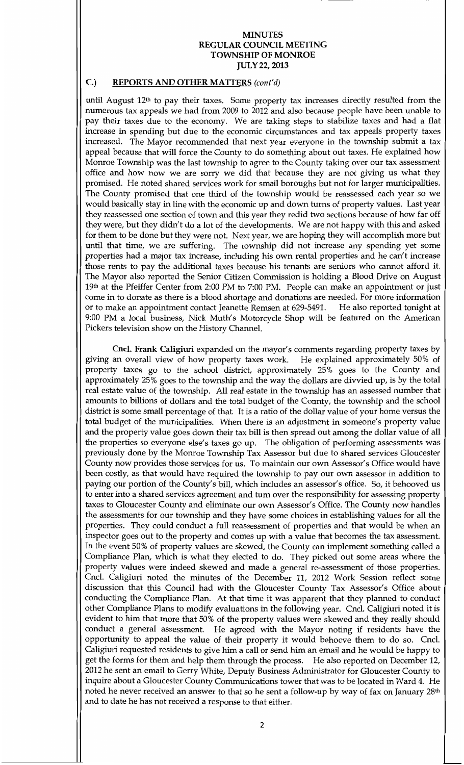# MINUTES
# REGULAR COUNCIL MEETING
# TOWNSHIP OF MONROE
# JULY 22, 2013

## C.) REPORTS AND OTHER MATTERS *(cont'd)*

until August 12th to pay their taxes. Some property tax increases directly resulted from the numerous tax appeals we had from 2009 to 2012 and also because people have been unable to pay their taxes due to the economy. We are taking steps to stabilize taxes and had a flat increase in spending but due to the economic circumstances and tax appeals property taxes increased. The Mayor recommended that next year everyone in the township submit a tax appeal because that will force the County to do something about out taxes. He explained how Monroe Township was the last township to agree to the County taking over our tax assessment office and how now we are sorry we did that because they are not giving us what they promised. He noted shared services work for small boroughs but not for larger municipalities. The County promised that one third of the township would be reassessed each year so we would basically stay in line with the economic up and down turns of property values. Last year they reassessed one section of town and this year they redid two sections because of how far off they were, but they didn't do a lot of the developments. We are not happy with this and asked for them to be done but they were not. Next year, we are hoping they will accomplish more but until that time, we are suffering. The township did not increase any spending yet some properties had a major tax increase, including his own rental properties and he can't increase those rents to pay the additional taxes because his tenants are seniors who cannot afford it. The Mayor also reported the Senior Citizen Commission is holding a Blood Drive on August 19th at the Pfeiffer Center from 2:00 PM to 7:00 PM. People can make an appointment or just come in to donate as there is a blood shortage and donations are needed. For more information or to make an appointment contact Jeanette Remsen at 629-5491. He also reported tonight at 9:00 PM a local business, Nick Muth's Motorcycle Shop will be featured on the American Pickers television show on the History Channel.

**Cncl. Frank Caligiuri** expanded on the mayor's comments regarding property taxes by giving an overall view of how property taxes work. He explained approximately 50% of property taxes go to the school district, approximately 25% goes to the County and approximately 25% goes to the township and the way the dollars are divvied up, is by the total real estate value of the township. All real estate in the township has an assessed number that amounts to billions of dollars and the total budget of the County, the township and the school district is some small percentage of that. It is a ratio of the dollar value of your home versus the total budget of the municipalities. When there is an adjustment in someone's property value and the property value goes down their tax bill is then spread out among the dollar value of all the properties so everyone else's taxes go up. The obligation of performing assessments was previously done by the Monroe Township Tax Assessor but due to shared services Gloucester County now provides those services for us. To maintain our own Assessor's Office would have been costly, as that would have required the township to pay our own assessor in addition to paying our portion of the County's bill, which includes an assessor's office. So, it behooved us to enter into a shared services agreement and turn over the responsibility for assessing property taxes to Gloucester County and eliminate our own Assessor's Office. The County now handles the assessments for our township and they have some choices in establishing values for all the properties. They could conduct a full reassessment of properties and that would be when an inspector goes out to the property and comes up with a value that becomes the tax assessment. In the event 50% of property values are skewed, the County can implement something called a Compliance Plan, which is what they elected to do. They picked out some areas where the property values were indeed skewed and made a general re-assessment of those properties. Cncl. Caligiuri noted the minutes of the December 11, 2012 Work Session reflect some discussion that this Council had with the Gloucester County Tax Assessor's Office about conducting the Compliance Plan. At that time it was apparent that they planned to conduct other Compliance Plans to modify evaluations in the following year. Cncl. Caligiuri noted it is evident to him that more that 50% of the property values were skewed and they really should conduct a general assessment. He agreed with the Mayor noting if residents have the opportunity to appeal the value of their property it would behoove them to do so. Cncl. Caligiuri requested residents to give him a call or send him an email and he would be happy to get the forms for them and help them through the process. He also reported on December 12, 2012 he sent an email to Gerry White, Deputy Business Administrator for Gloucester County to inquire about a Gloucester County Communications tower that was to be located in Ward 4. He noted he never received an answer to that so he sent a follow-up by way of fax on January 28th and to date he has not received a response to that either.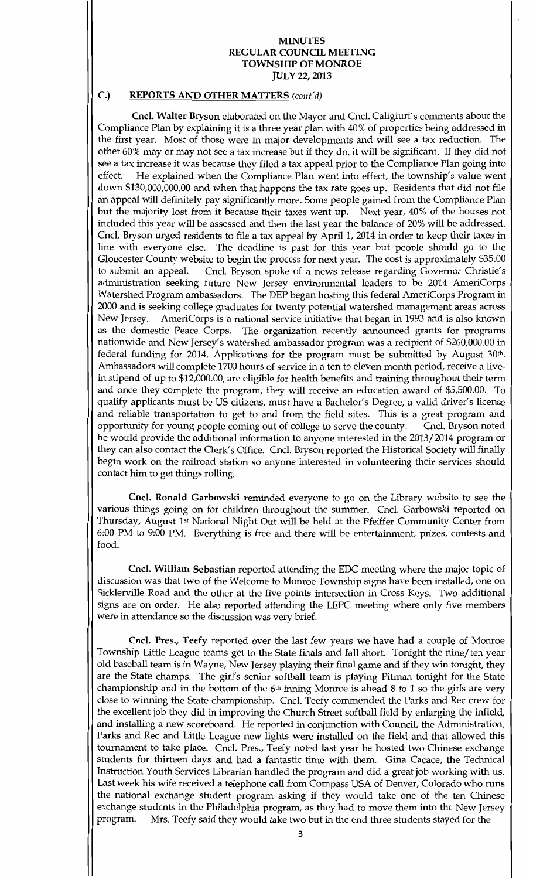# MINUTES
## REGULAR COUNCIL MEETING
## TOWNSHIP OF MONROE
## JULY 22, 2013

### C.) REPORTS AND OTHER MATTERS *(cont'd)*

**Cncl. Walter Bryson** elaborated on the Mayor and Cncl. Caligiuri's comments about the Compliance Plan by explaining it is a three year plan with 40% of properties being addressed in the first year. Most of those were in major developments and will see a tax reduction. The other 60% may or may not see a tax increase but if they do, it will be significant. If they did not see a tax increase it was because they filed a tax appeal prior to the Compliance Plan going into effect. He explained when the Compliance Plan went into effect, the township's value went down $130,000,000.00 and when that happens the tax rate goes up. Residents that did not file an appeal will definitely pay significantly more. Some people gained from the Compliance Plan but the majority lost from it because their taxes went up. Next year, 40% of the houses not included this year will be assessed and then the last year the balance of 20% will be addressed. Cncl. Bryson urged residents to file a tax appeal by April 1, 2014 in order to keep their taxes in line with everyone else. The deadline is past for this year but people should go to the Gloucester County website to begin the process for next year. The cost is approximately $35.00 to submit an appeal. Cncl. Bryson spoke of a news release regarding Governor Christie's administration seeking future New Jersey environmental leaders to be 2014 AmeriCorps Watershed Program ambassadors. The DEP began hosting this federal AmeriCorps Program in 2000 and is seeking college graduates for twenty potential watershed management areas across New Jersey. AmeriCorps is a national service initiative that began in 1993 and is also known as the domestic Peace Corps. The organization recently announced grants for programs nationwide and New Jersey's watershed ambassador program was a recipient of $260,000.00 in federal funding for 2014. Applications for the program must be submitted by August 30th. Ambassadors will complete 1700 hours of service in a ten to eleven month period, receive a live-in stipend of up to $12,000.00, are eligible for health benefits and training throughout their term and once they complete the program, they will receive an education award of $5,500.00. To qualify applicants must be US citizens, must have a Bachelor's Degree, a valid driver's license and reliable transportation to get to and from the field sites. This is a great program and opportunity for young people coming out of college to serve the county. Cncl. Bryson noted he would provide the additional information to anyone interested in the 2013/2014 program or they can also contact the Clerk's Office. Cncl. Bryson reported the Historical Society will finally begin work on the railroad station so anyone interested in volunteering their services should contact him to get things rolling.

**Cncl. Ronald Garbowski** reminded everyone to go on the Library website to see the various things going on for children throughout the summer. Cncl. Garbowski reported on Thursday, August 1st National Night Out will be held at the Pfeiffer Community Center from 6:00 PM to 9:00 PM. Everything is free and there will be entertainment, prizes, contests and food.

**Cncl. William Sebastian** reported attending the EDC meeting where the major topic of discussion was that two of the Welcome to Monroe Township signs have been installed, one on Sicklerville Road and the other at the five points intersection in Cross Keys. Two additional signs are on order. He also reported attending the LEPC meeting where only five members were in attendance so the discussion was very brief.

**Cncl. Pres., Teefy** reported over the last few years we have had a couple of Monroe Township Little League teams get to the State finals and fall short. Tonight the nine/ten year old baseball team is in Wayne, New Jersey playing their final game and if they win tonight, they are the State champs. The girl's senior softball team is playing Pitman tonight for the State championship and in the bottom of the 6th inning Monroe is ahead 8 to 1 so the girls are very close to winning the State championship. Cncl. Teefy commended the Parks and Rec crew for the excellent job they did in improving the Church Street softball field by enlarging the infield, and installing a new scoreboard. He reported in conjunction with Council, the Administration, Parks and Rec and Little League new lights were installed on the field and that allowed this tournament to take place. Cncl. Pres., Teefy noted last year he hosted two Chinese exchange students for thirteen days and had a fantastic time with them. Gina Cacace, the Technical Instruction Youth Services Librarian handled the program and did a great job working with us. Last week his wife received a telephone call from Compass USA of Denver, Colorado who runs the national exchange student program asking if they would take one of the ten Chinese exchange students in the Philadelphia program, as they had to move them into the New Jersey program. Mrs. Teefy said they would take two but in the end three students stayed for the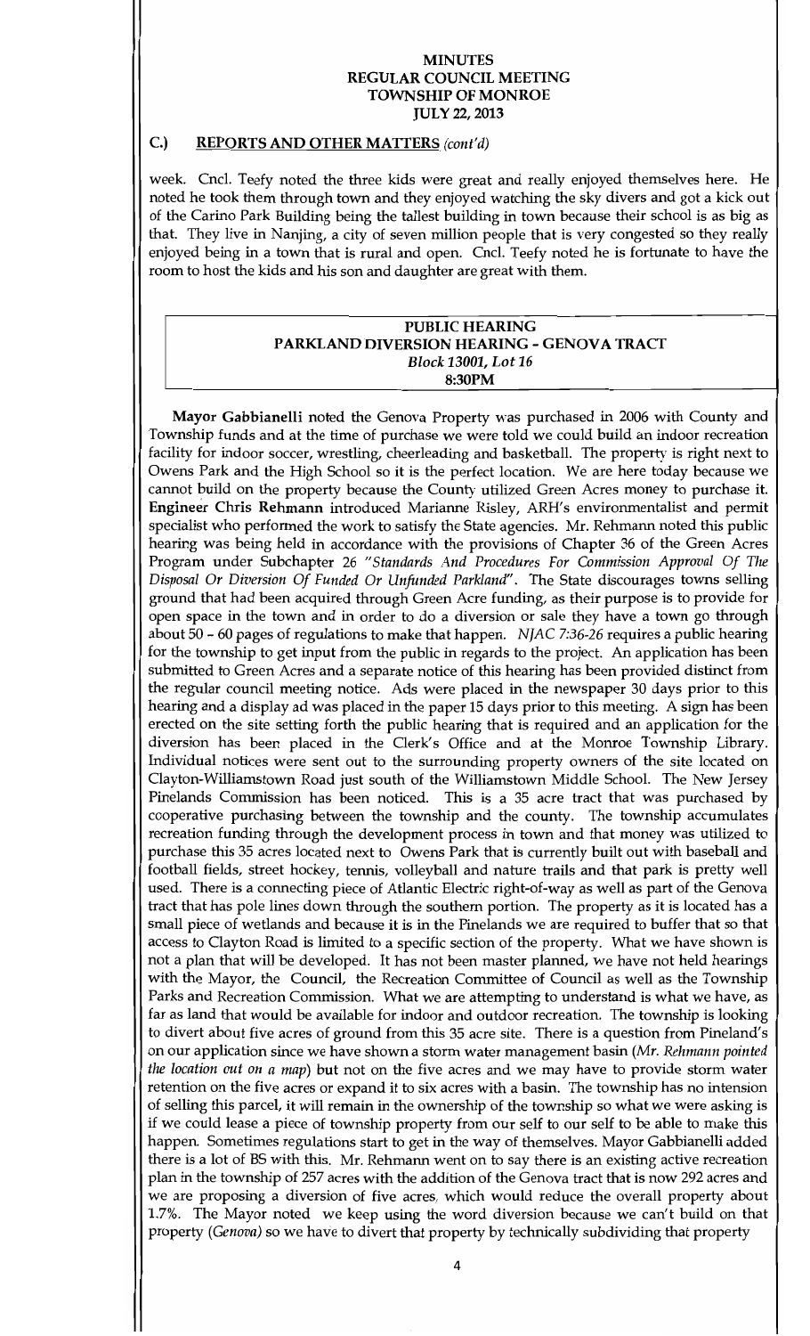## C.) REPORTS AND OTHER MATTERS *(cont'd)*

week. Cncl. Teefy noted the three kids were great and really enjoyed themselves here. He noted he took them through town and they enjoyed watching the sky divers and got a kick out of the Carino Park Building being the tallest building in town because their school is as big as that. They live in Nanjing, a city of seven million people that is very congested so they really enjoyed being in a town that is rural and open. Cncl. Teefy noted he is fortunate to have the room to host the kids and his son and daughter are great with them.

**PUBLIC HEARING**
**PARKLAND DIVERSION HEARING - GENOVA TRACT**
***Block 13001, Lot 16***
**8:30PM**

**Mayor Gabbianelli** noted the Genova Property was purchased in 2006 with County and Township funds and at the time of purchase we were told we could build an indoor recreation facility for indoor soccer, wrestling, cheerleading and basketball. The property is right next to Owens Park and the High School so it is the perfect location. We are here today because we cannot build on the property because the County utilized Green Acres money to purchase it. **Engineer Chris Rehmann** introduced Marianne Risley, ARH's environmentalist and permit specialist who performed the work to satisfy the State agencies. Mr. Rehmann noted this public hearing was being held in accordance with the provisions of Chapter 36 of the Green Acres Program under Subchapter 26 *"Standards And Procedures For Commission Approval Of The Disposal Or Diversion Of Funded Or Unfunded Parkland"*. The State discourages towns selling ground that had been acquired through Green Acre funding, as their purpose is to provide for open space in the town and in order to do a diversion or sale they have a town go through about 50 - 60 pages of regulations to make that happen. *NJAC 7:36-26* requires a public hearing for the township to get input from the public in regards to the project. An application has been submitted to Green Acres and a separate notice of this hearing has been provided distinct from the regular council meeting notice. Ads were placed in the newspaper 30 days prior to this hearing and a display ad was placed in the paper 15 days prior to this meeting. A sign has been erected on the site setting forth the public hearing that is required and an application for the diversion has been placed in the Clerk's Office and at the Monroe Township Library. Individual notices were sent out to the surrounding property owners of the site located on Clayton-Williamstown Road just south of the Williamstown Middle School. The New Jersey Pinelands Commission has been noticed. This is a 35 acre tract that was purchased by cooperative purchasing between the township and the county. The township accumulates recreation funding through the development process in town and that money was utilized to purchase this 35 acres located next to Owens Park that is currently built out with baseball and football fields, street hockey, tennis, volleyball and nature trails and that park is pretty well used. There is a connecting piece of Atlantic Electric right-of-way as well as part of the Genova tract that has pole lines down through the southern portion. The property as it is located has a small piece of wetlands and because it is in the Pinelands we are required to buffer that so that access to Clayton Road is limited to a specific section of the property. What we have shown is not a plan that will be developed. It has not been master planned, we have not held hearings with the Mayor, the Council, the Recreation Committee of Council as well as the Township Parks and Recreation Commission. What we are attempting to understand is what we have, as far as land that would be available for indoor and outdoor recreation. The township is looking to divert about five acres of ground from this 35 acre site. There is a question from Pineland's on our application since we have shown a storm water management basin *(Mr. Rehmann pointed the location out on a map)* but not on the five acres and we may have to provide storm water retention on the five acres or expand it to six acres with a basin. The township has no intension of selling this parcel, it will remain in the ownership of the township so what we were asking is if we could lease a piece of township property from our self to our self to be able to make this happen. Sometimes regulations start to get in the way of themselves. Mayor Gabbianelli added there is a lot of BS with this. Mr. Rehmann went on to say there is an existing active recreation plan in the township of 257 acres with the addition of the Genova tract that is now 292 acres and we are proposing a diversion of five acres, which would reduce the overall property about 1.7%. The Mayor noted we keep using the word diversion because we can't build on that property *(Genova)* so we have to divert that property by technically subdividing that property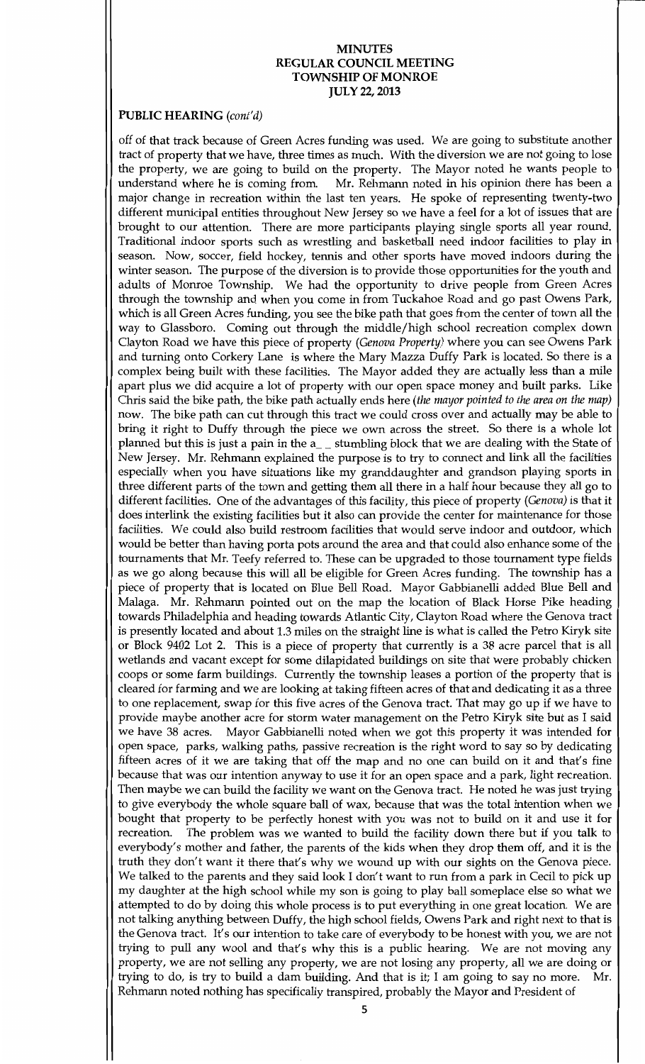**PUBLIC HEARING** *(cont'd)*

off of that track because of Green Acres funding was used. We are going to substitute another tract of property that we have, three times as much. With the diversion we are not going to lose the property, we are going to build on the property. The Mayor noted he wants people to understand where he is coming from. Mr. Rehmann noted in his opinion there has been a major change in recreation within the last ten years. He spoke of representing twenty-two different municipal entities throughout New Jersey so we have a feel for a lot of issues that are brought to our attention. There are more participants playing single sports all year round. Traditional indoor sports such as wrestling and basketball need indoor facilities to play in season. Now, soccer, field hockey, tennis and other sports have moved indoors during the winter season. The purpose of the diversion is to provide those opportunities for the youth and adults of Monroe Township. We had the opportunity to drive people from Green Acres through the township and when you come in from Tuckahoe Road and go past Owens Park, which is all Green Acres funding, you see the bike path that goes from the center of town all the way to Glassboro. Coming out through the middle/high school recreation complex down Clayton Road we have this piece of property *(Genova Property)* where you can see Owens Park and turning onto Corkery Lane is where the Mary Mazza Duffy Park is located. So there is a complex being built with these facilities. The Mayor added they are actually less than a mile apart plus we did acquire a lot of property with our open space money and built parks. Like Chris said the bike path, the bike path actually ends here *(the mayor pointed to the area on the map)* now. The bike path can cut through this tract we could cross over and actually may be able to bring it right to Duffy through the piece we own across the street. So there is a whole lot planned but this is just a pain in the a_ _ stumbling block that we are dealing with the State of New Jersey. Mr. Rehmann explained the purpose is to try to connect and link all the facilities especially when you have situations like my granddaughter and grandson playing sports in three different parts of the town and getting them all there in a half hour because they all go to different facilities. One of the advantages of this facility, this piece of property *(Genova)* is that it does interlink the existing facilities but it also can provide the center for maintenance for those facilities. We could also build restroom facilities that would serve indoor and outdoor, which would be better than having porta pots around the area and that could also enhance some of the tournaments that Mr. Teefy referred to. These can be upgraded to those tournament type fields as we go along because this will all be eligible for Green Acres funding. The township has a piece of property that is located on Blue Bell Road. Mayor Gabbianelli added Blue Bell and Malaga. Mr. Rehmann pointed out on the map the location of Black Horse Pike heading towards Philadelphia and heading towards Atlantic City, Clayton Road where the Genova tract is presently located and about 1.3 miles on the straight line is what is called the Petro Kiryk site or Block 9402 Lot 2. This is a piece of property that currently is a 38 acre parcel that is all wetlands and vacant except for some dilapidated buildings on site that were probably chicken coops or some farm buildings. Currently the township leases a portion of the property that is cleared for farming and we are looking at taking fifteen acres of that and dedicating it as a three to one replacement, swap for this five acres of the Genova tract. That may go up if we have to provide maybe another acre for storm water management on the Petro Kiryk site but as I said we have 38 acres. Mayor Gabbianelli noted when we got this property it was intended for open space, parks, walking paths, passive recreation is the right word to say so by dedicating fifteen acres of it we are taking that off the map and no one can build on it and that's fine because that was our intention anyway to use it for an open space and a park, light recreation. Then maybe we can build the facility we want on the Genova tract. He noted he was just trying to give everybody the whole square ball of wax, because that was the total intention when we bought that property to be perfectly honest with you was not to build on it and use it for recreation. The problem was we wanted to build the facility down there but if you talk to everybody's mother and father, the parents of the kids when they drop them off, and it is the truth they don't want it there that's why we wound up with our sights on the Genova piece. We talked to the parents and they said look I don't want to run from a park in Cecil to pick up my daughter at the high school while my son is going to play ball someplace else so what we attempted to do by doing this whole process is to put everything in one great location. We are not talking anything between Duffy, the high school fields, Owens Park and right next to that is the Genova tract. It's our intention to take care of everybody to be honest with you, we are not trying to pull any wool and that's why this is a public hearing. We are not moving any property, we are not selling any property, we are not losing any property, all we are doing or trying to do, is try to build a dam building. And that is it; I am going to say no more. Mr. Rehmann noted nothing has specifically transpired, probably the Mayor and President of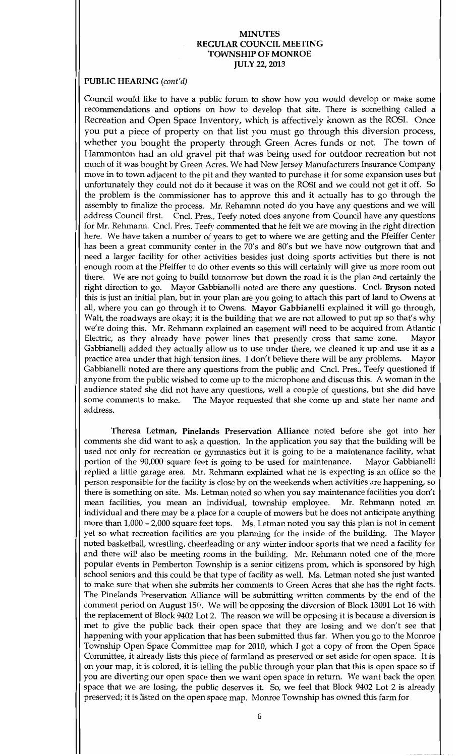**MINUTES**
**REGULAR COUNCIL MEETING**
**TOWNSHIP OF MONROE**
**JULY 22, 2013**

**PUBLIC HEARING** *(cont'd)*

Council would like to have a public forum to show how you would develop or make some recommendations and options on how to develop that site. There is something called a Recreation and Open Space Inventory, which is affectively known as the ROSI. Once you put a piece of property on that list you must go through this diversion process, whether you bought the property through Green Acres funds or not. The town of Hammonton had an old gravel pit that was being used for outdoor recreation but not much of it was bought by Green Acres. We had New Jersey Manufacturers Insurance Company move in to town adjacent to the pit and they wanted to purchase it for some expansion uses but unfortunately they could not do it because it was on the ROSI and we could not get it off. So the problem is the commissioner has to approve this and it actually has to go through the assembly to finalize the process. Mr. Rehamnn noted do you have any questions and we will address Council first. Cncl. Pres., Teefy noted does anyone from Council have any questions for Mr. Rehmann. Cncl. Pres. Teefy commented that he felt we are moving in the right direction here. We have taken a number of years to get to where we are getting and the Pfeiffer Center has been a great community center in the 70's and 80's but we have now outgrown that and need a larger facility for other activities besides just doing sports activities but there is not enough room at the Pfeiffer to do other events so this will certainly will give us more room out there. We are not going to build tomorrow but down the road it is the plan and certainly the right direction to go. Mayor Gabbianelli noted are there any questions. **Cncl. Bryson** noted this is just an initial plan, but in your plan are you going to attach this part of land to Owens at all, where you can go through it to Owens. **Mayor Gabbianelli** explained it will go through, Walt, the roadways are okay; it is the building that we are not allowed to put up so that's why we're doing this. Mr. Rehmann explained an easement will need to be acquired from Atlantic Electric, as they already have power lines that presently cross that same zone. Mayor Gabbianelli added they actually allow us to use under there, we cleaned it up and use it as a practice area under that high tension lines. I don't believe there will be any problems. Mayor Gabbianelli noted are there any questions from the public and Cncl. Pres., Teefy questioned if anyone from the public wished to come up to the microphone and discuss this. A woman in the audience stated she did not have any questions, well a couple of questions, but she did have some comments to make. The Mayor requested that she come up and state her name and address.

**Theresa Letman, Pinelands Preservation Alliance** noted before she got into her comments she did want to ask a question. In the application you say that the building will be used not only for recreation or gymnastics but it is going to be a maintenance facility, what portion of the 90,000 square feet is going to be used for maintenance. Mayor Gabbianelli replied a little garage area. Mr. Rehmann explained what he is expecting is an office so the person responsible for the facility is close by on the weekends when activities are happening, so there is something on site. Ms. Letman noted so when you say maintenance facilities you don't mean facilities, you mean an individual, township employee. Mr. Rehmann noted an individual and there may be a place for a couple of mowers but he does not anticipate anything more than 1,000 - 2,000 square feet tops. Ms. Letman noted you say this plan is not in cement yet so what recreation facilities are you planning for the inside of the building. The Mayor noted basketball, wrestling, cheerleading or any winter indoor sports that we need a facility for and there will also be meeting rooms in the building. Mr. Rehmann noted one of the more popular events in Pemberton Township is a senior citizens prom, which is sponsored by high school seniors and this could be that type of facility as well. Ms. Letman noted she just wanted to make sure that when she submits her comments to Green Acres that she has the right facts. The Pinelands Preservation Alliance will be submitting written comments by the end of the comment period on August 15th. We will be opposing the diversion of Block 13001 Lot 16 with the replacement of Block 9402 Lot 2. The reason we will be opposing it is because a diversion is met to give the public back their open space that they are losing and we don't see that happening with your application that has been submitted thus far. When you go to the Monroe Township Open Space Committee map for 2010, which I got a copy of from the Open Space Committee, it already lists this piece of farmland as preserved or set aside for open space. It is on your map, it is colored, it is telling the public through your plan that this is open space so if you are diverting our open space then we want open space in return. We want back the open space that we are losing, the public deserves it. So, we feel that Block 9402 Lot 2 is already preserved; it is listed on the open space map. Monroe Township has owned this farm for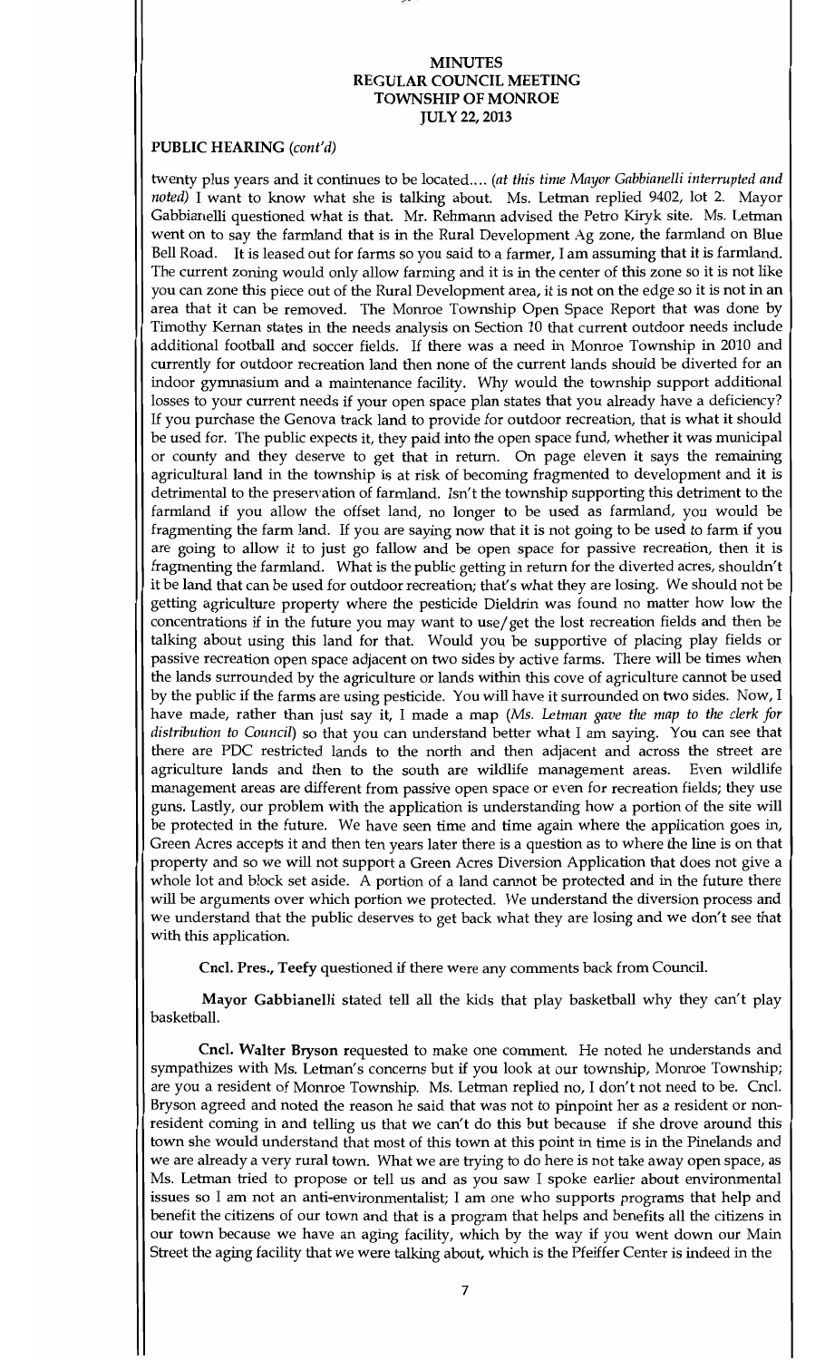**MINUTES**
**REGULAR COUNCIL MEETING**
**TOWNSHIP OF MONROE**
**JULY 22, 2013**

**PUBLIC HEARING** *(cont'd)*

twenty plus years and it continues to be located.... *(at this time Mayor Gabbianelli interrupted and noted)* I want to know what she is talking about. Ms. Letman replied 9402, lot 2. Mayor Gabbianelli questioned what is that. Mr. Rehmann advised the Petro Kiryk site. Ms. Letman went on to say the farmland that is in the Rural Development Ag zone, the farmland on Blue Bell Road. It is leased out for farms so you said to a farmer, I am assuming that it is farmland. The current zoning would only allow farming and it is in the center of this zone so it is not like you can zone this piece out of the Rural Development area, it is not on the edge so it is not in an area that it can be removed. The Monroe Township Open Space Report that was done by Timothy Kernan states in the needs analysis on Section 10 that current outdoor needs include additional football and soccer fields. If there was a need in Monroe Township in 2010 and currently for outdoor recreation land then none of the current lands should be diverted for an indoor gymnasium and a maintenance facility. Why would the township support additional losses to your current needs if your open space plan states that you already have a deficiency? If you purchase the Genova track land to provide for outdoor recreation, that is what it should be used for. The public expects it, they paid into the open space fund, whether it was municipal or county and they deserve to get that in return. On page eleven it says the remaining agricultural land in the township is at risk of becoming fragmented to development and it is detrimental to the preservation of farmland. Isn't the township supporting this detriment to the farmland if you allow the offset land, no longer to be used as farmland, you would be fragmenting the farm land. If you are saying now that it is not going to be used to farm if you are going to allow it to just go fallow and be open space for passive recreation, then it is fragmenting the farmland. What is the public getting in return for the diverted acres, shouldn't it be land that can be used for outdoor recreation; that's what they are losing. We should not be getting agriculture property where the pesticide Dieldrin was found no matter how low the concentrations if in the future you may want to use/get the lost recreation fields and then be talking about using this land for that. Would you be supportive of placing play fields or passive recreation open space adjacent on two sides by active farms. There will be times when the lands surrounded by the agriculture or lands within this cove of agriculture cannot be used by the public if the farms are using pesticide. You will have it surrounded on two sides. Now, I have made, rather than just say it, I made a map *(Ms. Letman gave the map to the clerk for distribution to Council)* so that you can understand better what I am saying. You can see that there are PDC restricted lands to the north and then adjacent and across the street are agriculture lands and then to the south are wildlife management areas. Even wildlife management areas are different from passive open space or even for recreation fields; they use guns. Lastly, our problem with the application is understanding how a portion of the site will be protected in the future. We have seen time and time again where the application goes in, Green Acres accepts it and then ten years later there is a question as to where the line is on that property and so we will not support a Green Acres Diversion Application that does not give a whole lot and block set aside. A portion of a land cannot be protected and in the future there will be arguments over which portion we protected. We understand the diversion process and we understand that the public deserves to get back what they are losing and we don't see that with this application.

**Cncl. Pres., Teefy** questioned if there were any comments back from Council.

**Mayor Gabbianelli** stated tell all the kids that play basketball why they can't play basketball.

**Cncl. Walter Bryson** requested to make one comment. He noted he understands and sympathizes with Ms. Letman's concerns but if you look at our township, Monroe Township; are you a resident of Monroe Township. Ms. Letman replied no, I don't not need to be. Cncl. Bryson agreed and noted the reason he said that was not to pinpoint her as a resident or non-resident coming in and telling us that we can't do this but because if she drove around this town she would understand that most of this town at this point in time is in the Pinelands and we are already a very rural town. What we are trying to do here is not take away open space, as Ms. Letman tried to propose or tell us and as you saw I spoke earlier about environmental issues so I am not an anti-environmentalist; I am one who supports programs that help and benefit the citizens of our town and that is a program that helps and benefits all the citizens in our town because we have an aging facility, which by the way if you went down our Main Street the aging facility that we were talking about, which is the Pfeiffer Center is indeed in the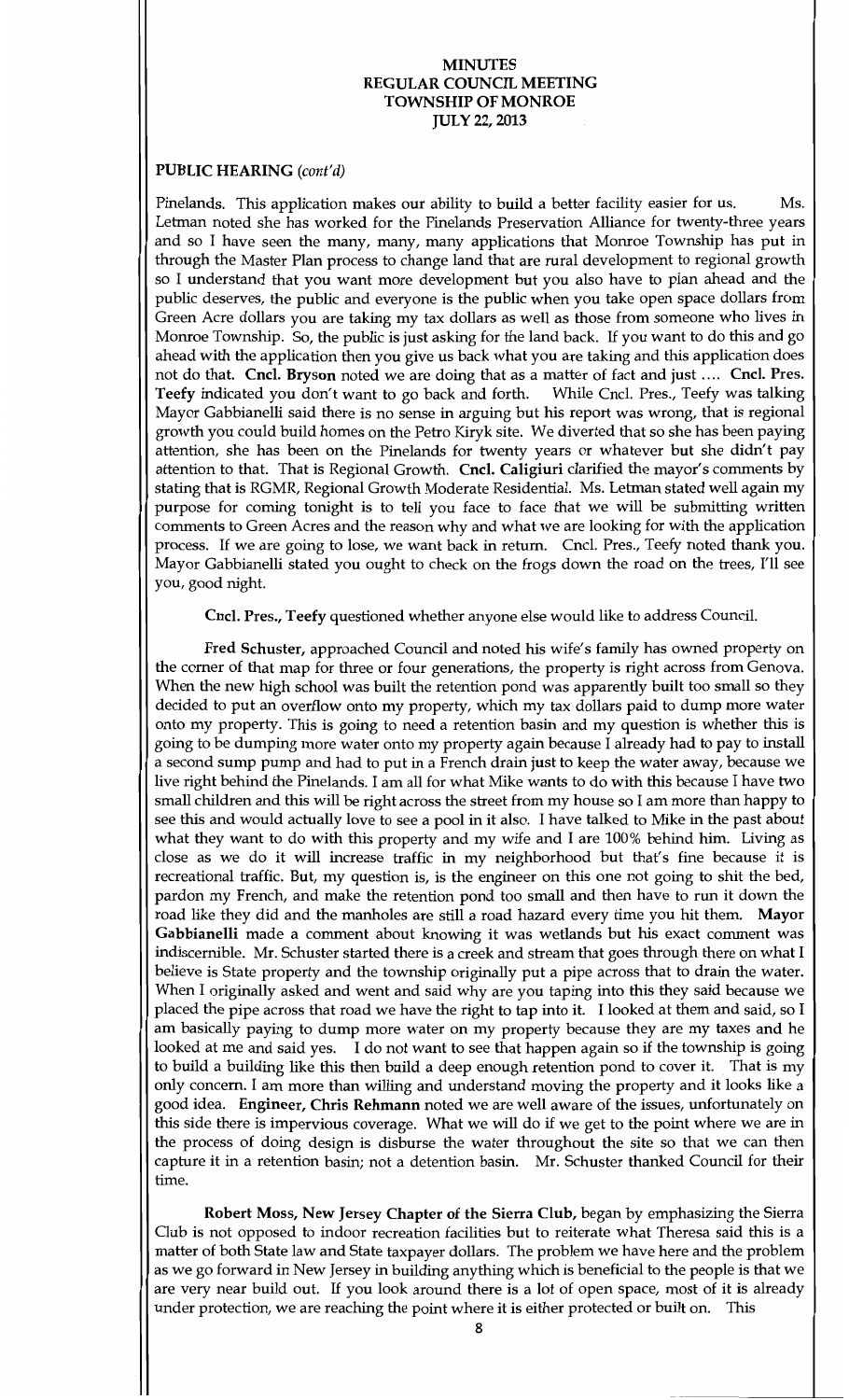# MINUTES
# REGULAR COUNCIL MEETING
# TOWNSHIP OF MONROE
# JULY 22, 2013

## PUBLIC HEARING *(cont'd)*

Pinelands. This application makes our ability to build a better facility easier for us. Ms. Letman noted she has worked for the Pinelands Preservation Alliance for twenty-three years and so I have seen the many, many, many applications that Monroe Township has put in through the Master Plan process to change land that are rural development to regional growth so I understand that you want more development but you also have to plan ahead and the public deserves, the public and everyone is the public when you take open space dollars from Green Acre dollars you are taking my tax dollars as well as those from someone who lives in Monroe Township. So, the public is just asking for the land back. If you want to do this and go ahead with the application then you give us back what you are taking and this application does not do that. **Cncl. Bryson** noted we are doing that as a matter of fact and just …. **Cncl. Pres. Teefy** indicated you don't want to go back and forth. While Cncl. Pres., Teefy was talking Mayor Gabbianelli said there is no sense in arguing but his report was wrong, that is regional growth you could build homes on the Petro Kiryk site. We diverted that so she has been paying attention, she has been on the Pinelands for twenty years or whatever but she didn't pay attention to that. That is Regional Growth. **Cncl. Caligiuri** clarified the mayor's comments by stating that is RGMR, Regional Growth Moderate Residential. Ms. Letman stated well again my purpose for coming tonight is to tell you face to face that we will be submitting written comments to Green Acres and the reason why and what we are looking for with the application process. If we are going to lose, we want back in return. Cncl. Pres., Teefy noted thank you. Mayor Gabbianelli stated you ought to check on the frogs down the road on the trees, I'll see you, good night.

**Cncl. Pres., Teefy** questioned whether anyone else would like to address Council.

**Fred Schuster**, approached Council and noted his wife's family has owned property on the corner of that map for three or four generations, the property is right across from Genova. When the new high school was built the retention pond was apparently built too small so they decided to put an overflow onto my property, which my tax dollars paid to dump more water onto my property. This is going to need a retention basin and my question is whether this is going to be dumping more water onto my property again because I already had to pay to install a second sump pump and had to put in a French drain just to keep the water away, because we live right behind the Pinelands. I am all for what Mike wants to do with this because I have two small children and this will be right across the street from my house so I am more than happy to see this and would actually love to see a pool in it also. I have talked to Mike in the past about what they want to do with this property and my wife and I are 100% behind him. Living as close as we do it will increase traffic in my neighborhood but that's fine because it is recreational traffic. But, my question is, is the engineer on this one not going to shit the bed, pardon my French, and make the retention pond too small and then have to run it down the road like they did and the manholes are still a road hazard every time you hit them. **Mayor Gabbianelli** made a comment about knowing it was wetlands but his exact comment was indiscernible. Mr. Schuster started there is a creek and stream that goes through there on what I believe is State property and the township originally put a pipe across that to drain the water. When I originally asked and went and said why are you taping into this they said because we placed the pipe across that road we have the right to tap into it. I looked at them and said, so I am basically paying to dump more water on my property because they are my taxes and he looked at me and said yes. I do not want to see that happen again so if the township is going to build a building like this then build a deep enough retention pond to cover it. That is my only concern. I am more than willing and understand moving the property and it looks like a good idea. **Engineer, Chris Rehmann** noted we are well aware of the issues, unfortunately on this side there is impervious coverage. What we will do if we get to the point where we are in the process of doing design is disburse the water throughout the site so that we can then capture it in a retention basin; not a detention basin. Mr. Schuster thanked Council for their time.

**Robert Moss, New Jersey Chapter of the Sierra Club,** began by emphasizing the Sierra Club is not opposed to indoor recreation facilities but to reiterate what Theresa said this is a matter of both State law and State taxpayer dollars. The problem we have here and the problem as we go forward in New Jersey in building anything which is beneficial to the people is that we are very near build out. If you look around there is a lot of open space, most of it is already under protection, we are reaching the point where it is either protected or built on. This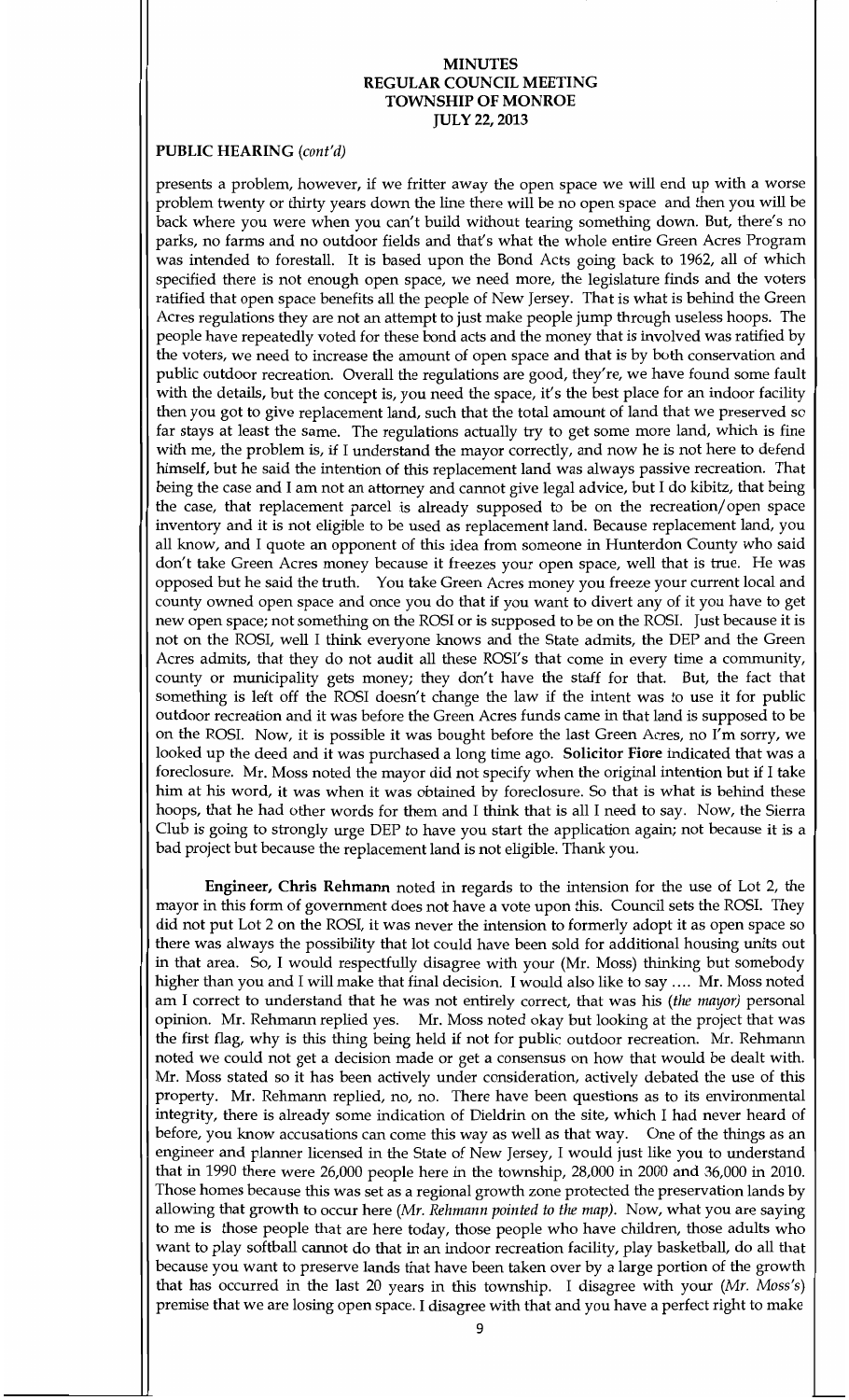**MINUTES**
**REGULAR COUNCIL MEETING**
**TOWNSHIP OF MONROE**
**JULY 22, 2013**

**PUBLIC HEARING** *(cont'd)*

presents a problem, however, if we fritter away the open space we will end up with a worse problem twenty or thirty years down the line there will be no open space and then you will be back where you were when you can't build without tearing something down. But, there's no parks, no farms and no outdoor fields and that's what the whole entire Green Acres Program was intended to forestall. It is based upon the Bond Acts going back to 1962, all of which specified there is not enough open space, we need more, the legislature finds and the voters ratified that open space benefits all the people of New Jersey. That is what is behind the Green Acres regulations they are not an attempt to just make people jump through useless hoops. The people have repeatedly voted for these bond acts and the money that is involved was ratified by the voters, we need to increase the amount of open space and that is by both conservation and public outdoor recreation. Overall the regulations are good, they're, we have found some fault with the details, but the concept is, you need the space, it's the best place for an indoor facility then you got to give replacement land, such that the total amount of land that we preserved so far stays at least the same. The regulations actually try to get some more land, which is fine with me, the problem is, if I understand the mayor correctly, and now he is not here to defend himself, but he said the intention of this replacement land was always passive recreation. That being the case and I am not an attorney and cannot give legal advice, but I do kibitz, that being the case, that replacement parcel is already supposed to be on the recreation/open space inventory and it is not eligible to be used as replacement land. Because replacement land, you all know, and I quote an opponent of this idea from someone in Hunterdon County who said don't take Green Acres money because it freezes your open space, well that is true. He was opposed but he said the truth. You take Green Acres money you freeze your current local and county owned open space and once you do that if you want to divert any of it you have to get new open space; not something on the ROSI or is supposed to be on the ROSI. Just because it is not on the ROSI, well I think everyone knows and the State admits, the DEP and the Green Acres admits, that they do not audit all these ROSI's that come in every time a community, county or municipality gets money; they don't have the staff for that. But, the fact that something is left off the ROSI doesn't change the law if the intent was to use it for public outdoor recreation and it was before the Green Acres funds came in that land is supposed to be on the ROSI. Now, it is possible it was bought before the last Green Acres, no I'm sorry, we looked up the deed and it was purchased a long time ago. **Solicitor Fiore** indicated that was a foreclosure. Mr. Moss noted the mayor did not specify when the original intention but if I take him at his word, it was when it was obtained by foreclosure. So that is what is behind these hoops, that he had other words for them and I think that is all I need to say. Now, the Sierra Club is going to strongly urge DEP to have you start the application again; not because it is a bad project but because the replacement land is not eligible. Thank you.

**Engineer, Chris Rehmann** noted in regards to the intension for the use of Lot 2, the mayor in this form of government does not have a vote upon this. Council sets the ROSI. They did not put Lot 2 on the ROSI, it was never the intension to formerly adopt it as open space so there was always the possibility that lot could have been sold for additional housing units out in that area. So, I would respectfully disagree with your (Mr. Moss) thinking but somebody higher than you and I will make that final decision. I would also like to say .... Mr. Moss noted am I correct to understand that he was not entirely correct, that was his *(the mayor)* personal opinion. Mr. Rehmann replied yes. Mr. Moss noted okay but looking at the project that was the first flag, why is this thing being held if not for public outdoor recreation. Mr. Rehmann noted we could not get a decision made or get a consensus on how that would be dealt with. Mr. Moss stated so it has been actively under consideration, actively debated the use of this property. Mr. Rehmann replied, no, no. There have been questions as to its environmental integrity, there is already some indication of Dieldrin on the site, which I had never heard of before, you know accusations can come this way as well as that way. One of the things as an engineer and planner licensed in the State of New Jersey, I would just like you to understand that in 1990 there were 26,000 people here in the township, 28,000 in 2000 and 36,000 in 2010. Those homes because this was set as a regional growth zone protected the preservation lands by allowing that growth to occur here *(Mr. Rehmann pointed to the map)*. Now, what you are saying to me is those people that are here today, those people who have children, those adults who want to play softball cannot do that in an indoor recreation facility, play basketball, do all that because you want to preserve lands that have been taken over by a large portion of the growth that has occurred in the last 20 years in this township. I disagree with your *(Mr. Moss's)* premise that we are losing open space. I disagree with that and you have a perfect right to make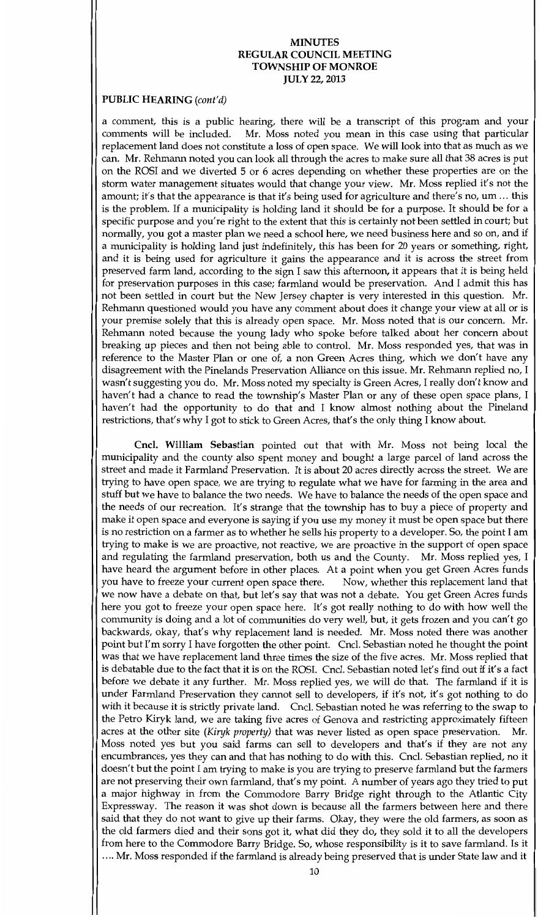# MINUTES
# REGULAR COUNCIL MEETING
# TOWNSHIP OF MONROE
# JULY 22, 2013

**PUBLIC HEARING** *(cont'd)*

a comment, this is a public hearing, there will be a transcript of this program and your comments will be included. Mr. Moss noted you mean in this case using that particular replacement land does not constitute a loss of open space. We will look into that as much as we can. Mr. Rehmann noted you can look all through the acres to make sure all that 38 acres is put on the ROSI and we diverted 5 or 6 acres depending on whether these properties are on the storm water management situates would that change your view. Mr. Moss replied it's not the amount; it's that the appearance is that it's being used for agriculture and there's no, um ... this is the problem. If a municipality is holding land it should be for a purpose. It should be for a specific purpose and you're right to the extent that this is certainly not been settled in court; but normally, you got a master plan we need a school here, we need business here and so on, and if a municipality is holding land just indefinitely, this has been for 20 years or something, right, and it is being used for agriculture it gains the appearance and it is across the street from preserved farm land, according to the sign I saw this afternoon, it appears that it is being held for preservation purposes in this case; farmland would be preservation. And I admit this has not been settled in court but the New Jersey chapter is very interested in this question. Mr. Rehmann questioned would you have any comment about does it change your view at all or is your premise solely that this is already open space. Mr. Moss noted that is our concern. Mr. Rehmann noted because the young lady who spoke before talked about her concern about breaking up pieces and then not being able to control. Mr. Moss responded yes, that was in reference to the Master Plan or one of, a non Green Acres thing, which we don't have any disagreement with the Pinelands Preservation Alliance on this issue. Mr. Rehmann replied no, I wasn't suggesting you do. Mr. Moss noted my specialty is Green Acres, I really don't know and haven't had a chance to read the township's Master Plan or any of these open space plans, I haven't had the opportunity to do that and I know almost nothing about the Pineland restrictions, that's why I got to stick to Green Acres, that's the only thing I know about.

**Cncl. William Sebastian** pointed out that with Mr. Moss not being local the municipality and the county also spent money and bought a large parcel of land across the street and made it Farmland Preservation. It is about 20 acres directly across the street. We are trying to have open space, we are trying to regulate what we have for farming in the area and stuff but we have to balance the two needs. We have to balance the needs of the open space and the needs of our recreation. It's strange that the township has to buy a piece of property and make it open space and everyone is saying if you use my money it must be open space but there is no restriction on a farmer as to whether he sells his property to a developer. So, the point I am trying to make is we are proactive, not reactive, we are proactive in the support of open space and regulating the farmland preservation, both us and the County. Mr. Moss replied yes, I have heard the argument before in other places. At a point when you get Green Acres funds you have to freeze your current open space there. Now, whether this replacement land that we now have a debate on that, but let's say that was not a debate. You get Green Acres funds here you got to freeze your open space here. It's got really nothing to do with how well the community is doing and a lot of communities do very well, but, it gets frozen and you can't go backwards, okay, that's why replacement land is needed. Mr. Moss noted there was another point but I'm sorry I have forgotten the other point. Cncl. Sebastian noted he thought the point was that we have replacement land three times the size of the five acres. Mr. Moss replied that is debatable due to the fact that it is on the ROSI. Cncl. Sebastian noted let's find out if it's a fact before we debate it any further. Mr. Moss replied yes, we will do that. The farmland if it is under Farmland Preservation they cannot sell to developers, if it's not, it's got nothing to do with it because it is strictly private land. Cncl. Sebastian noted he was referring to the swap to the Petro Kiryk land, we are taking five acres of Genova and restricting approximately fifteen acres at the other site *(Kiryk property)* that was never listed as open space preservation. Mr. Moss noted yes but you said farms can sell to developers and that's if they are not any encumbrances, yes they can and that has nothing to do with this. Cncl. Sebastian replied, no it doesn't but the point I am trying to make is you are trying to preserve farmland but the farmers are not preserving their own farmland, that's my point. A number of years ago they tried to put a major highway in from the Commodore Barry Bridge right through to the Atlantic City Expressway. The reason it was shot down is because all the farmers between here and there said that they do not want to give up their farms. Okay, they were the old farmers, as soon as the old farmers died and their sons got it, what did they do, they sold it to all the developers from here to the Commodore Barry Bridge. So, whose responsibility is it to save farmland. Is it .... Mr. Moss responded if the farmland is already being preserved that is under State law and it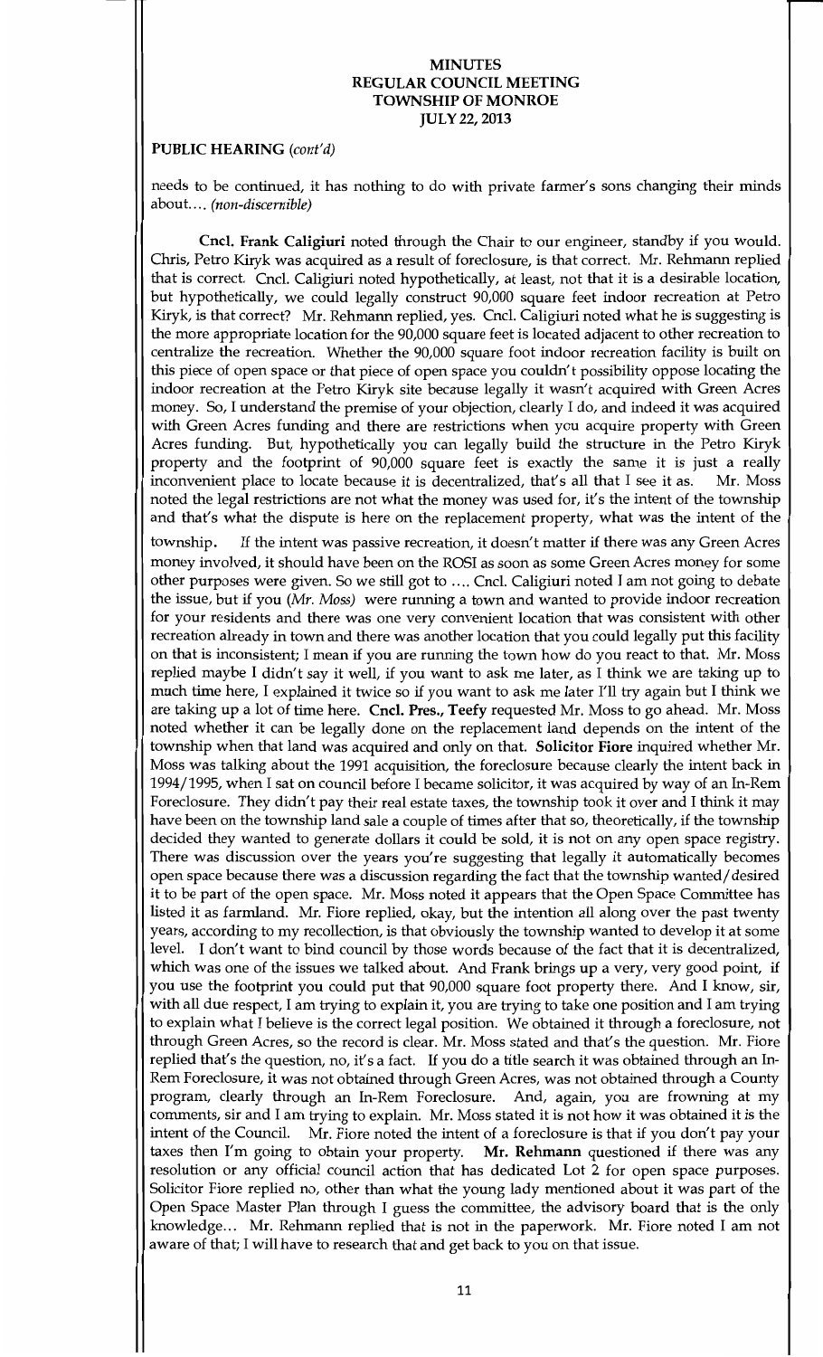**MINUTES**
**REGULAR COUNCIL MEETING**
**TOWNSHIP OF MONROE**
**JULY 22, 2013**

**PUBLIC HEARING** *(cont'd)*

needs to be continued, it has nothing to do with private farmer's sons changing their minds about.... *(non-discernible)*

**Cncl. Frank Caligiuri** noted through the Chair to our engineer, standby if you would. Chris, Petro Kiryk was acquired as a result of foreclosure, is that correct. Mr. Rehmann replied that is correct. Cncl. Caligiuri noted hypothetically, at least, not that it is a desirable location, but hypothetically, we could legally construct 90,000 square feet indoor recreation at Petro Kiryk, is that correct? Mr. Rehmann replied, yes. Cncl. Caligiuri noted what he is suggesting is the more appropriate location for the 90,000 square feet is located adjacent to other recreation to centralize the recreation. Whether the 90,000 square foot indoor recreation facility is built on this piece of open space or that piece of open space you couldn't possibility oppose locating the indoor recreation at the Petro Kiryk site because legally it wasn't acquired with Green Acres money. So, I understand the premise of your objection, clearly I do, and indeed it was acquired with Green Acres funding and there are restrictions when you acquire property with Green Acres funding. But, hypothetically you can legally build the structure in the Petro Kiryk property and the footprint of 90,000 square feet is exactly the same it is just a really inconvenient place to locate because it is decentralized, that's all that I see it as. Mr. Moss noted the legal restrictions are not what the money was used for, it's the intent of the township and that's what the dispute is here on the replacement property, what was the intent of the township. If the intent was passive recreation, it doesn't matter if there was any Green Acres money involved, it should have been on the ROSI as soon as some Green Acres money for some other purposes were given. So we still got to .... Cncl. Caligiuri noted I am not going to debate the issue, but if you *(Mr. Moss)* were running a town and wanted to provide indoor recreation for your residents and there was one very convenient location that was consistent with other recreation already in town and there was another location that you could legally put this facility on that is inconsistent; I mean if you are running the town how do you react to that. Mr. Moss replied maybe I didn't say it well, if you want to ask me later, as I think we are taking up to much time here, I explained it twice so if you want to ask me later I'll try again but I think we are taking up a lot of time here. **Cncl. Pres., Teefy** requested Mr. Moss to go ahead. Mr. Moss noted whether it can be legally done on the replacement land depends on the intent of the township when that land was acquired and only on that. **Solicitor Fiore** inquired whether Mr. Moss was talking about the 1991 acquisition, the foreclosure because clearly the intent back in 1994/1995, when I sat on council before I became solicitor, it was acquired by way of an In-Rem Foreclosure. They didn't pay their real estate taxes, the township took it over and I think it may have been on the township land sale a couple of times after that so, theoretically, if the township decided they wanted to generate dollars it could be sold, it is not on any open space registry. There was discussion over the years you're suggesting that legally it automatically becomes open space because there was a discussion regarding the fact that the township wanted/desired it to be part of the open space. Mr. Moss noted it appears that the Open Space Committee has listed it as farmland. Mr. Fiore replied, okay, but the intention all along over the past twenty years, according to my recollection, is that obviously the township wanted to develop it at some level. I don't want to bind council by those words because of the fact that it is decentralized, which was one of the issues we talked about. And Frank brings up a very, very good point, if you use the footprint you could put that 90,000 square foot property there. And I know, sir, with all due respect, I am trying to explain it, you are trying to take one position and I am trying to explain what I believe is the correct legal position. We obtained it through a foreclosure, not through Green Acres, so the record is clear. Mr. Moss stated and that's the question. Mr. Fiore replied that's the question, no, it's a fact. If you do a title search it was obtained through an In-Rem Foreclosure, it was not obtained through Green Acres, was not obtained through a County program, clearly through an In-Rem Foreclosure. And, again, you are frowning at my comments, sir and I am trying to explain. Mr. Moss stated it is not how it was obtained it is the intent of the Council. Mr. Fiore noted the intent of a foreclosure is that if you don't pay your taxes then I'm going to obtain your property. **Mr. Rehmann** questioned if there was any resolution or any official council action that has dedicated Lot 2 for open space purposes. Solicitor Fiore replied no, other than what the young lady mentioned about it was part of the Open Space Master Plan through I guess the committee, the advisory board that is the only knowledge... Mr. Rehmann replied that is not in the paperwork. Mr. Fiore noted I am not aware of that; I will have to research that and get back to you on that issue.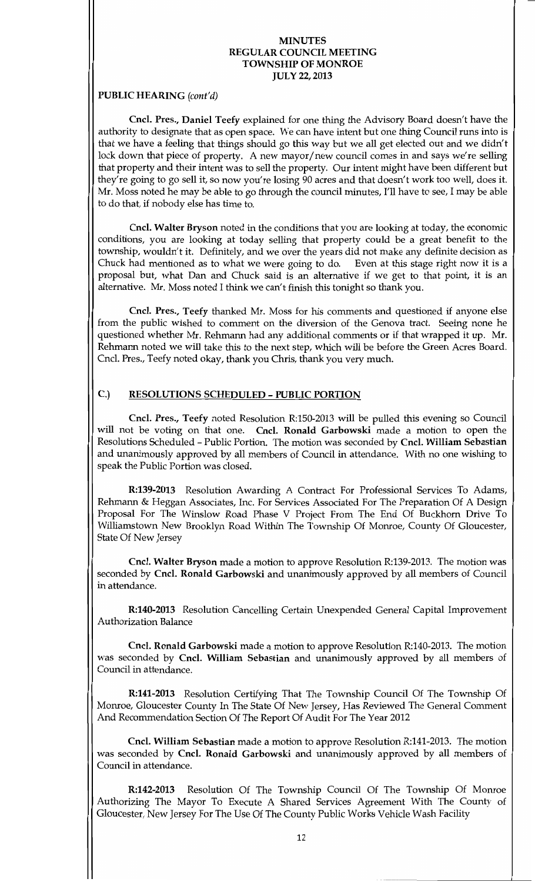# MINUTES
# REGULAR COUNCIL MEETING
# TOWNSHIP OF MONROE
# JULY 22, 2013

**PUBLIC HEARING** *(cont'd)*

**Cncl. Pres., Daniel Teefy** explained for one thing the Advisory Board doesn't have the authority to designate that as open space. We can have intent but one thing Council runs into is that we have a feeling that things should go this way but we all get elected out and we didn't lock down that piece of property. A new mayor/new council comes in and says we're selling that property and their intent was to sell the property. Our intent might have been different but they're going to go sell it, so now you're losing 90 acres and that doesn't work too well, does it. Mr. Moss noted he may be able to go through the council minutes, I'll have to see, I may be able to do that, if nobody else has time to.

**Cncl. Walter Bryson** noted in the conditions that you are looking at today, the economic conditions, you are looking at today selling that property could be a great benefit to the township, wouldn't it. Definitely, and we over the years did not make any definite decision as Chuck had mentioned as to what we were going to do. Even at this stage right now it is a proposal but, what Dan and Chuck said is an alternative if we get to that point, it is an alternative. Mr. Moss noted I think we can't finish this tonight so thank you.

**Cncl. Pres., Teefy** thanked Mr. Moss for his comments and questioned if anyone else from the public wished to comment on the diversion of the Genova tract. Seeing none he questioned whether Mr. Rehmann had any additional comments or if that wrapped it up. Mr. Rehmann noted we will take this to the next step, which will be before the Green Acres Board. Cncl. Pres., Teefy noted okay, thank you Chris, thank you very much.

## C.) RESOLUTIONS SCHEDULED – PUBLIC PORTION

**Cncl. Pres., Teefy** noted Resolution R:150-2013 will be pulled this evening so Council will not be voting on that one. **Cncl. Ronald Garbowski** made a motion to open the Resolutions Scheduled – Public Portion. The motion was seconded by **Cncl. William Sebastian** and unanimously approved by all members of Council in attendance. With no one wishing to speak the Public Portion was closed.

**R:139-2013** Resolution Awarding A Contract For Professional Services To Adams, Rehmann & Heggan Associates, Inc. For Services Associated For The Preparation Of A Design Proposal For The Winslow Road Phase V Project From The End Of Buckhorn Drive To Williamstown New Brooklyn Road Within The Township Of Monroe, County Of Gloucester, State Of New Jersey

**Cncl. Walter Bryson** made a motion to approve Resolution R:139-2013. The motion was seconded by **Cncl. Ronald Garbowski** and unanimously approved by all members of Council in attendance.

**R:140-2013** Resolution Cancelling Certain Unexpended General Capital Improvement Authorization Balance

**Cncl. Ronald Garbowski** made a motion to approve Resolution R:140-2013. The motion was seconded by **Cncl. William Sebastian** and unanimously approved by all members of Council in attendance.

**R:141-2013** Resolution Certifying That The Township Council Of The Township Of Monroe, Gloucester County In The State Of New Jersey, Has Reviewed The General Comment And Recommendation Section Of The Report Of Audit For The Year 2012

**Cncl. William Sebastian** made a motion to approve Resolution R:141-2013. The motion was seconded by **Cncl. Ronald Garbowski** and unanimously approved by all members of Council in attendance.

**R:142-2013** Resolution Of The Township Council Of The Township Of Monroe Authorizing The Mayor To Execute A Shared Services Agreement With The County of Gloucester, New Jersey For The Use Of The County Public Works Vehicle Wash Facility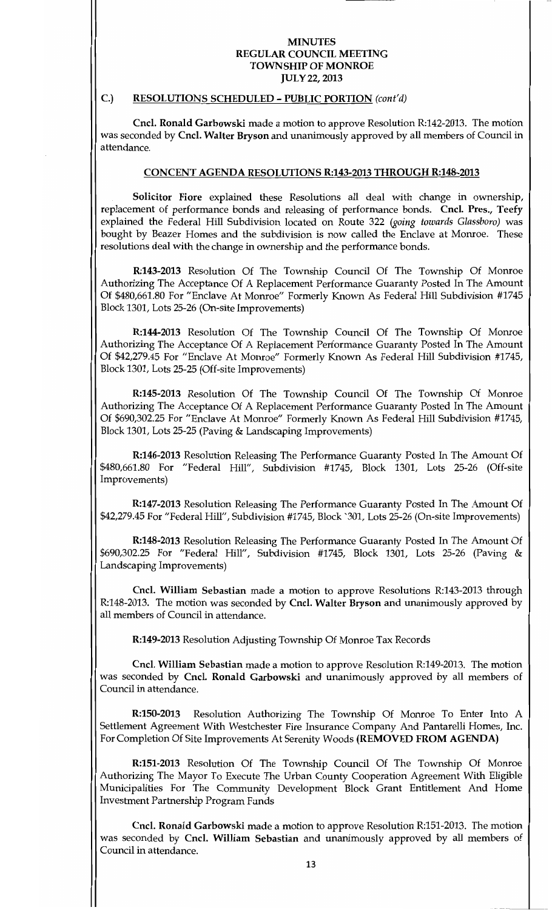**MINUTES**
**REGULAR COUNCIL MEETING**
**TOWNSHIP OF MONROE**
**JULY 22, 2013**

## C.) RESOLUTIONS SCHEDULED - PUBLIC PORTION *(cont'd)*

**Cncl. Ronald Garbowski** made a motion to approve Resolution R:142-2013. The motion was seconded by **Cncl. Walter Bryson** and unanimously approved by all members of Council in attendance.

### CONCENT AGENDA RESOLUTIONS R:143-2013 THROUGH R:148-2013

**Solicitor Fiore** explained these Resolutions all deal with change in ownership, replacement of performance bonds and releasing of performance bonds. **Cncl. Pres., Teefy** explained the Federal Hill Subdivision located on Route 322 *(going towards Glassboro)* was bought by Beazer Homes and the subdivision is now called the Enclave at Monroe. These resolutions deal with the change in ownership and the performance bonds.

**R:143-2013** Resolution Of The Township Council Of The Township Of Monroe Authorizing The Acceptance Of A Replacement Performance Guaranty Posted In The Amount Of $480,661.80 For "Enclave At Monroe" Formerly Known As Federal Hill Subdivision #1745 Block 1301, Lots 25-26 (On-site Improvements)

**R:144-2013** Resolution Of The Township Council Of The Township Of Monroe Authorizing The Acceptance Of A Replacement Performance Guaranty Posted In The Amount Of $42,279.45 For "Enclave At Monroe" Formerly Known As Federal Hill Subdivision #1745, Block 1301, Lots 25-25 (Off-site Improvements)

**R:145-2013** Resolution Of The Township Council Of The Township Of Monroe Authorizing The Acceptance Of A Replacement Performance Guaranty Posted In The Amount Of $690,302.25 For "Enclave At Monroe" Formerly Known As Federal Hill Subdivision #1745, Block 1301, Lots 25-25 (Paving & Landscaping Improvements)

**R:146-2013** Resolution Releasing The Performance Guaranty Posted In The Amount Of $480,661.80 For "Federal Hill", Subdivision #1745, Block 1301, Lots 25-26 (Off-site Improvements)

**R:147-2013** Resolution Releasing The Performance Guaranty Posted In The Amount Of $42,279.45 For "Federal Hill", Subdivision #1745, Block `301, Lots 25-26 (On-site Improvements)

**R:148-2013** Resolution Releasing The Performance Guaranty Posted In The Amount Of $690,302.25 For "Federal Hill", Subdivision #1745, Block 1301, Lots 25-26 (Paving & Landscaping Improvements)

**Cncl. William Sebastian** made a motion to approve Resolutions R:143-2013 through R:148-2013. The motion was seconded by **Cncl. Walter Bryson** and unanimously approved by all members of Council in attendance.

**R:149-2013** Resolution Adjusting Township Of Monroe Tax Records

**Cncl. William Sebastian** made a motion to approve Resolution R:149-2013. The motion was seconded by **Cncl. Ronald Garbowski** and unanimously approved by all members of Council in attendance.

**R:150-2013** Resolution Authorizing The Township Of Monroe To Enter Into A Settlement Agreement With Westchester Fire Insurance Company And Pantarelli Homes, Inc. For Completion Of Site Improvements At Serenity Woods **(REMOVED FROM AGENDA)**

**R:151-2013** Resolution Of The Township Council Of The Township Of Monroe Authorizing The Mayor To Execute The Urban County Cooperation Agreement With Eligible Municipalities For The Community Development Block Grant Entitlement And Home Investment Partnership Program Funds

**Cncl. Ronald Garbowski** made a motion to approve Resolution R:151-2013. The motion was seconded by **Cncl. William Sebastian** and unanimously approved by all members of Council in attendance.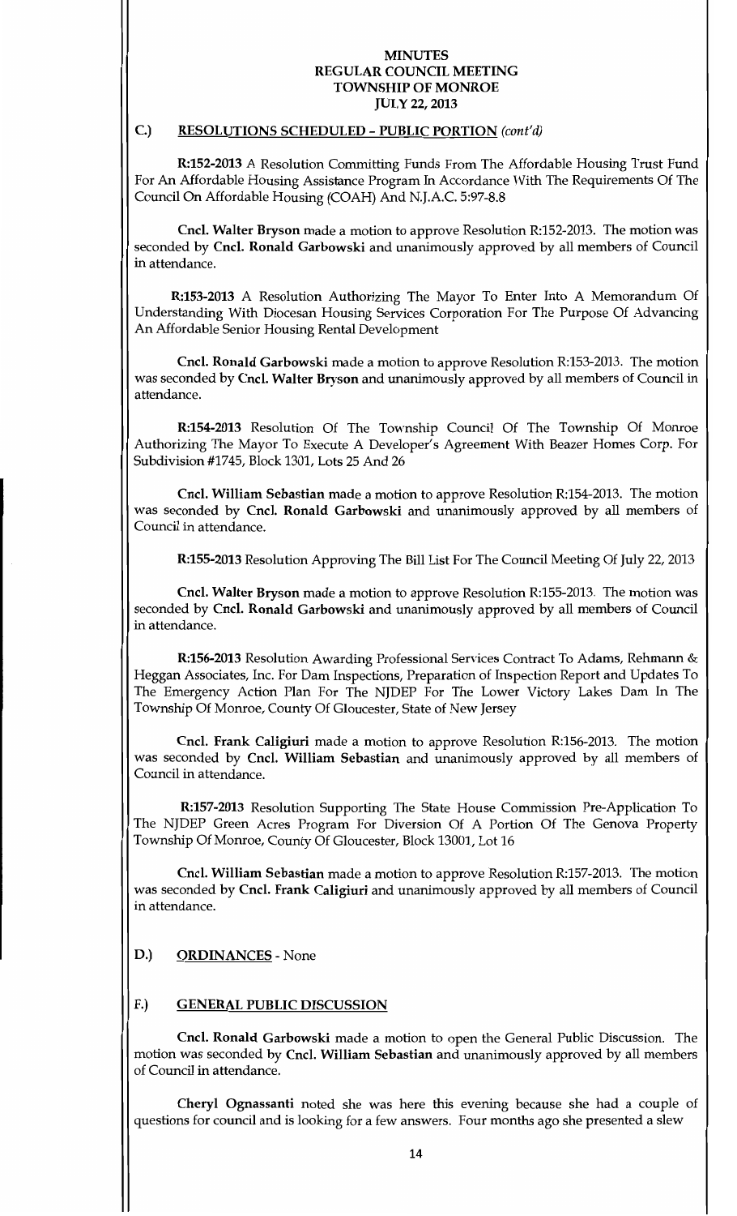# MINUTES
# REGULAR COUNCIL MEETING
# TOWNSHIP OF MONROE
# JULY 22, 2013

## C.) RESOLUTIONS SCHEDULED - PUBLIC PORTION *(cont'd)*

**R:152-2013** A Resolution Committing Funds From The Affordable Housing Trust Fund For An Affordable Housing Assistance Program In Accordance With The Requirements Of The Council On Affordable Housing (COAH) And N.J.A.C. 5:97-8.8

**Cncl. Walter Bryson** made a motion to approve Resolution R:152-2013. The motion was seconded by **Cncl. Ronald Garbowski** and unanimously approved by all members of Council in attendance.

**R:153-2013** A Resolution Authorizing The Mayor To Enter Into A Memorandum Of Understanding With Diocesan Housing Services Corporation For The Purpose Of Advancing An Affordable Senior Housing Rental Development

**Cncl. Ronald Garbowski** made a motion to approve Resolution R:153-2013. The motion was seconded by **Cncl. Walter Bryson** and unanimously approved by all members of Council in attendance.

**R:154-2013** Resolution Of The Township Council Of The Township Of Monroe Authorizing The Mayor To Execute A Developer's Agreement With Beazer Homes Corp. For Subdivision #1745, Block 1301, Lots 25 And 26

**Cncl. William Sebastian** made a motion to approve Resolution R:154-2013. The motion was seconded by **Cncl. Ronald Garbowski** and unanimously approved by all members of Council in attendance.

**R:155-2013** Resolution Approving The Bill List For The Council Meeting Of July 22, 2013

**Cncl. Walter Bryson** made a motion to approve Resolution R:155-2013. The motion was seconded by **Cncl. Ronald Garbowski** and unanimously approved by all members of Council in attendance.

**R:156-2013** Resolution Awarding Professional Services Contract To Adams, Rehmann & Heggan Associates, Inc. For Dam Inspections, Preparation of Inspection Report and Updates To The Emergency Action Plan For The NJDEP For The Lower Victory Lakes Dam In The Township Of Monroe, County Of Gloucester, State of New Jersey

**Cncl. Frank Caligiuri** made a motion to approve Resolution R:156-2013. The motion was seconded by **Cncl. William Sebastian** and unanimously approved by all members of Council in attendance.

**R:157-2013** Resolution Supporting The State House Commission Pre-Application To The NJDEP Green Acres Program For Diversion Of A Portion Of The Genova Property Township Of Monroe, County Of Gloucester, Block 13001, Lot 16

**Cncl. William Sebastian** made a motion to approve Resolution R:157-2013. The motion was seconded by **Cncl. Frank Caligiuri** and unanimously approved by all members of Council in attendance.

## D.) ORDINANCES - None

## F.) GENERAL PUBLIC DISCUSSION

**Cncl. Ronald Garbowski** made a motion to open the General Public Discussion. The motion was seconded by **Cncl. William Sebastian** and unanimously approved by all members of Council in attendance.

**Cheryl Ognassanti** noted she was here this evening because she had a couple of questions for council and is looking for a few answers. Four months ago she presented a slew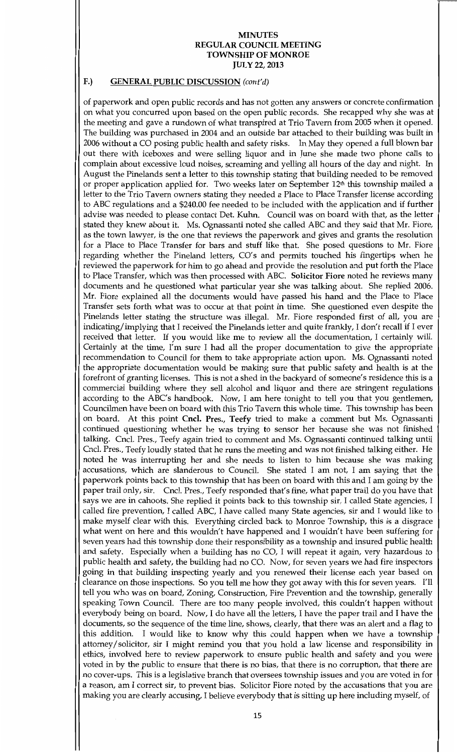**MINUTES**
**REGULAR COUNCIL MEETING**
**TOWNSHIP OF MONROE**
**JULY 22, 2013**

## F.) GENERAL PUBLIC DISCUSSION *(cont'd)*

of paperwork and open public records and has not gotten any answers or concrete confirmation on what you concurred upon based on the open public records. She recapped why she was at the meeting and gave a rundown of what transpired at Trio Tavern from 2005 when it opened. The building was purchased in 2004 and an outside bar attached to their building was built in 2006 without a CO posing public health and safety risks. In May they opened a full blown bar out there with iceboxes and were selling liquor and in June she made two phone calls to complain about excessive loud noises, screaming and yelling all hours of the day and night. In August the Pinelands sent a letter to this township stating that building needed to be removed or proper application applied for. Two weeks later on September 12th this township mailed a letter to the Trio Tavern owners stating they needed a Place to Place Transfer license according to ABC regulations and a $240.00 fee needed to be included with the application and if further advise was needed to please contact Det. Kuhn. Council was on board with that, as the letter stated they knew about it. Ms. Ognassanti noted she called ABC and they said that Mr. Fiore, as the town lawyer, is the one that reviews the paperwork and gives and grants the resolution for a Place to Place Transfer for bars and stuff like that. She posed questions to Mr. Fiore regarding whether the Pineland letters, CO's and permits touched his fingertips when he reviewed the paperwork for him to go ahead and provide the resolution and put forth the Place to Place Transfer, which was then processed with ABC. **Solicitor Fiore** noted he reviews many documents and he questioned what particular year she was talking about. She replied 2006. Mr. Fiore explained all the documents would have passed his hand and the Place to Place Transfer sets forth what was to occur at that point in time. She questioned even despite the Pinelands letter stating the structure was illegal. Mr. Fiore responded first of all, you are indicating/implying that I received the Pinelands letter and quite frankly, I don't recall if I ever received that letter. If you would like me to review all the documentation, I certainly will. Certainly at the time, I'm sure I had all the proper documentation to give the appropriate recommendation to Council for them to take appropriate action upon. Ms. Ognassanti noted the appropriate documentation would be making sure that public safety and health is at the forefront of granting licenses. This is not a shed in the backyard of someone's residence this is a commercial building where they sell alcohol and liquor and there are stringent regulations according to the ABC's handbook. Now, I am here tonight to tell you that you gentlemen, Councilmen have been on board with this Trio Tavern this whole time. This township has been on board. At this point **Cncl. Pres., Teefy** tried to make a comment but Ms. Ognassanti continued questioning whether he was trying to sensor her because she was not finished talking. Cncl. Pres., Teefy again tried to comment and Ms. Ognassanti continued talking until Cncl. Pres., Teefy loudly stated that he runs the meeting and was not finished talking either. He noted he was interrupting her and she needs to listen to him because she was making accusations, which are slanderous to Council. She stated I am not, I am saying that the paperwork points back to this township that has been on board with this and I am going by the paper trail only, sir. Cncl. Pres., Teefy responded that's fine, what paper trail do you have that says we are in cahoots. She replied it points back to this township sir, I called State agencies, I called fire prevention, I called ABC, I have called many State agencies, sir and I would like to make myself clear with this. Everything circled back to Monroe Township, this is a disgrace what went on here and this wouldn't have happened and I wouldn't have been suffering for seven years had this township done their responsibility as a township and insured public health and safety. Especially when a building has no CO, I will repeat it again, very hazardous to public health and safety, the building had no CO. Now, for seven years we had fire inspectors going in that building inspecting yearly and you renewed their license each year based on clearance on those inspections. So you tell me how they got away with this for seven years. I'll tell you who was on board, Zoning, Construction, Fire Prevention and the township, generally speaking Town Council. There are too many people involved, this couldn't happen without everybody being on board. Now, I do have all the letters, I have the paper trail and I have the documents, so the sequence of the time line, shows, clearly, that there was an alert and a flag to this addition. I would like to know why this could happen when we have a township attorney/solicitor, sir I might remind you that you hold a law license and responsibility in ethics, involved here to review paperwork to ensure public health and safety and you were voted in by the public to ensure that there is no bias, that there is no corruption, that there are no cover-ups. This is a legislative branch that oversees township issues and you are voted in for a reason, am I correct sir, to prevent bias. Solicitor Fiore noted by the accusations that you are making you are clearly accusing, I believe everybody that is sitting up here including myself, of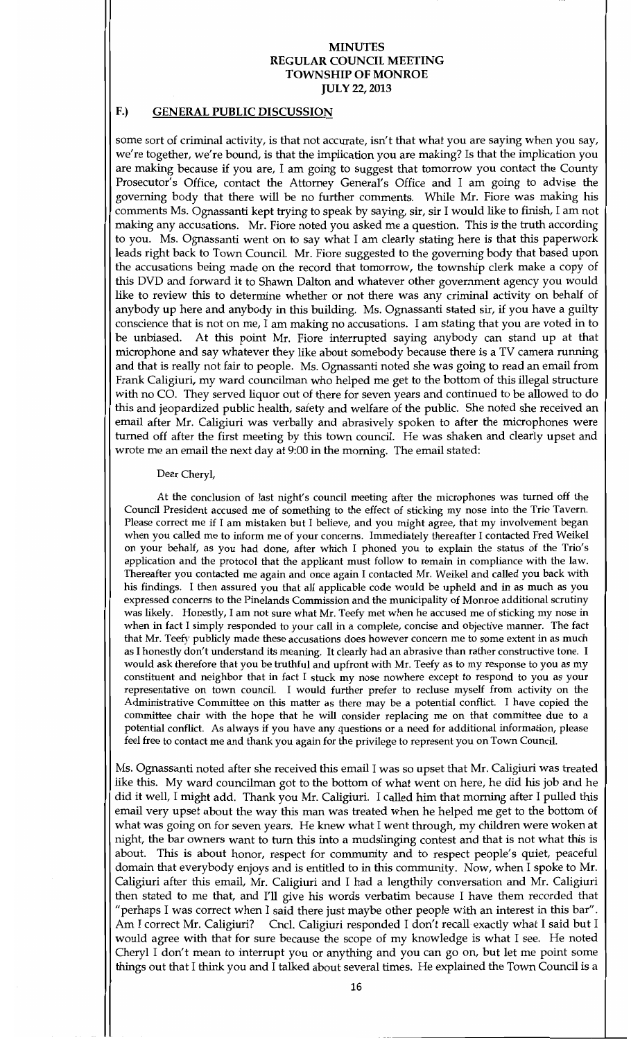# MINUTES
# REGULAR COUNCIL MEETING
# TOWNSHIP OF MONROE
# JULY 22, 2013

## F.) GENERAL PUBLIC DISCUSSION

some sort of criminal activity, is that not accurate, isn't that what you are saying when you say, we're together, we're bound, is that the implication you are making? Is that the implication you are making because if you are, I am going to suggest that tomorrow you contact the County Prosecutor's Office, contact the Attorney General's Office and I am going to advise the governing body that there will be no further comments. While Mr. Fiore was making his comments Ms. Ognassanti kept trying to speak by saying, sir, sir I would like to finish, I am not making any accusations. Mr. Fiore noted you asked me a question. This is the truth according to you. Ms. Ognassanti went on to say what I am clearly stating here is that this paperwork leads right back to Town Council. Mr. Fiore suggested to the governing body that based upon the accusations being made on the record that tomorrow, the township clerk make a copy of this DVD and forward it to Shawn Dalton and whatever other government agency you would like to review this to determine whether or not there was any criminal activity on behalf of anybody up here and anybody in this building. Ms. Ognassanti stated sir, if you have a guilty conscience that is not on me, I am making no accusations. I am stating that you are voted in to be unbiased. At this point Mr. Fiore interrupted saying anybody can stand up at that microphone and say whatever they like about somebody because there is a TV camera running and that is really not fair to people. Ms. Ognassanti noted she was going to read an email from Frank Caligiuri, my ward councilman who helped me get to the bottom of this illegal structure with no CO. They served liquor out of there for seven years and continued to be allowed to do this and jeopardized public health, safety and welfare of the public. She noted she received an email after Mr. Caligiuri was verbally and abrasively spoken to after the microphones were turned off after the first meeting by this town council. He was shaken and clearly upset and wrote me an email the next day at 9:00 in the morning. The email stated:

> Dear Cheryl,
>
> At the conclusion of last night's council meeting after the microphones was turned off the Council President accused me of something to the effect of sticking my nose into the Trio Tavern. Please correct me if I am mistaken but I believe, and you might agree, that my involvement began when you called me to inform me of your concerns. Immediately thereafter I contacted Fred Weikel on your behalf, as you had done, after which I phoned you to explain the status of the Trio's application and the protocol that the applicant must follow to remain in compliance with the law. Thereafter you contacted me again and once again I contacted Mr. Weikel and called you back with his findings. I then assured you that all applicable code would be upheld and in as much as you expressed concerns to the Pinelands Commission and the municipality of Monroe additional scrutiny was likely. Honestly, I am not sure what Mr. Teefy met when he accused me of sticking my nose in when in fact I simply responded to your call in a complete, concise and objective manner. The fact that Mr. Teefy publicly made these accusations does however concern me to some extent in as much as I honestly don't understand its meaning. It clearly had an abrasive than rather constructive tone. I would ask therefore that you be truthful and upfront with Mr. Teefy as to my response to you as my constituent and neighbor that in fact I stuck my nose nowhere except to respond to you as your representative on town council. I would further prefer to recluse myself from activity on the Administrative Committee on this matter as there may be a potential conflict. I have copied the committee chair with the hope that he will consider replacing me on that committee due to a potential conflict. As always if you have any questions or a need for additional information, please feel free to contact me and thank you again for the privilege to represent you on Town Council.

Ms. Ognassanti noted after she received this email I was so upset that Mr. Caligiuri was treated like this. My ward councilman got to the bottom of what went on here, he did his job and he did it well, I might add. Thank you Mr. Caligiuri. I called him that morning after I pulled this email very upset about the way this man was treated when he helped me get to the bottom of what was going on for seven years. He knew what I went through, my children were woken at night, the bar owners want to turn this into a mudslinging contest and that is not what this is about. This is about honor, respect for community and to respect people's quiet, peaceful domain that everybody enjoys and is entitled to in this community. Now, when I spoke to Mr. Caligiuri after this email, Mr. Caligiuri and I had a lengthily conversation and Mr. Caligiuri then stated to me that, and I'll give his words verbatim because I have them recorded that "perhaps I was correct when I said there just maybe other people with an interest in this bar". Am I correct Mr. Caligiuri? Cncl. Caligiuri responded I don't recall exactly what I said but I would agree with that for sure because the scope of my knowledge is what I see. He noted Cheryl I don't mean to interrupt you or anything and you can go on, but let me point some things out that I think you and I talked about several times. He explained the Town Council is a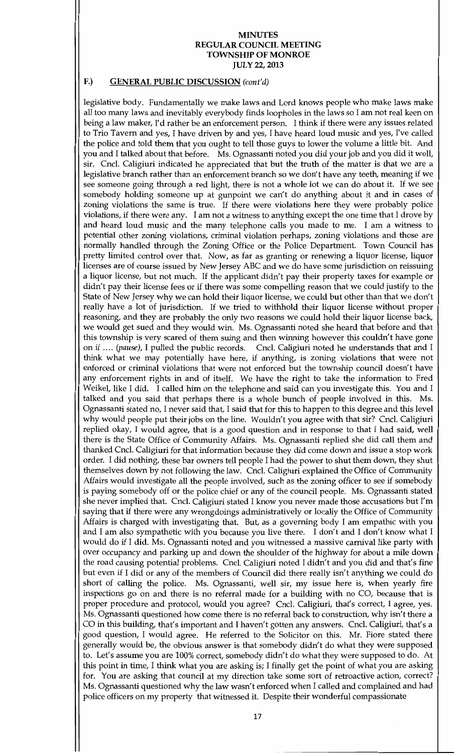# MINUTES
# REGULAR COUNCIL MEETING
# TOWNSHIP OF MONROE
# JULY 22, 2013

## F.) GENERAL PUBLIC DISCUSSION *(cont'd)*

legislative body. Fundamentally we make laws and Lord knows people who make laws make all too many laws and inevitably everybody finds loopholes in the laws so I am not real keen on being a law maker, I'd rather be an enforcement person. I think if there were any issues related to Trio Tavern and yes, I have driven by and yes, I have heard loud music and yes, I've called the police and told them that you ought to tell those guys to lower the volume a little bit. And you and I talked about that before. Ms. Ognassanti noted you did your job and you did it well, sir. Cncl. Caligiuri indicated he appreciated that but the truth of the matter is that we are a legislative branch rather than an enforcement branch so we don't have any teeth, meaning if we see someone going through a red light, there is not a whole lot we can do about it. If we see somebody holding someone up at gunpoint we can't do anything about it and in cases of zoning violations the same is true. If there were violations here they were probably police violations, if there were any. I am not a witness to anything except the one time that I drove by and heard loud music and the many telephone calls you made to me. I am a witness to potential other zoning violations, criminal violation perhaps, zoning violations and those are normally handled through the Zoning Office or the Police Department. Town Council has pretty limited control over that. Now, as far as granting or renewing a liquor license, liquor licenses are of course issued by New Jersey ABC and we do have some jurisdiction on reissuing a liquor license, but not much. If the applicant didn't pay their property taxes for example or didn't pay their license fees or if there was some compelling reason that we could justify to the State of New Jersey why we can hold their liquor license, we could but other than that we don't really have a lot of jurisdiction. If we tried to withhold their liquor license without proper reasoning, and they are probably the only two reasons we could hold their liquor license back, we would get sued and they would win. Ms. Ognassanti noted she heard that before and that this township is very scared of them suing and then winning however this couldn't have gone on if .... *(pause)*, I pulled the public records. Cncl. Caligiuri noted he understands that and I think what we may potentially have here, if anything, is zoning violations that were not enforced or criminal violations that were not enforced but the township council doesn't have any enforcement rights in and of itself. We have the right to take the information to Fred Weikel, like I did. I called him on the telephone and said can you investigate this. You and I talked and you said that perhaps there is a whole bunch of people involved in this. Ms. Ognassanti stated no, I never said that, I said that for this to happen to this degree and this level why would people put their jobs on the line. Wouldn't you agree with that sir? Cncl. Caligiuri replied okay, I would agree, that is a good question and in response to that I had said, well there is the State Office of Community Affairs. Ms. Ognassanti replied she did call them and thanked Cncl. Caligiuri for that information because they did come down and issue a stop work order. I did nothing, these bar owners tell people I had the power to shut them down, they shut themselves down by not following the law. Cncl. Caligiuri explained the Office of Community Affairs would investigate all the people involved, such as the zoning officer to see if somebody is paying somebody off or the police chief or any of the council people. Ms. Ognassanti stated she never implied that. Cncl. Caligiuri stated I know you never made those accusations but I'm saying that if there were any wrongdoings administratively or locally the Office of Community Affairs is charged with investigating that. But, as a governing body I am empathic with you and I am also sympathetic with you because you live there. I don't and I don't know what I would do if I did. Ms. Ognassanti noted and you witnessed a massive carnival like party with over occupancy and parking up and down the shoulder of the highway for about a mile down the road causing potential problems. Cncl. Caligiuri noted I didn't and you did and that's fine but even if I did or any of the members of Council did there really isn't anything we could do short of calling the police. Ms. Ognassanti, well sir, my issue here is, when yearly fire inspections go on and there is no referral made for a building with no CO, because that is proper procedure and protocol, would you agree? Cncl. Caligiuri, that's correct, I agree, yes. Ms. Ognassanti questioned how come there is no referral back to construction, why isn't there a CO in this building, that's important and I haven't gotten any answers. Cncl. Caligiuri, that's a good question, I would agree. He referred to the Solicitor on this. Mr. Fiore stated there generally would be, the obvious answer is that somebody didn't do what they were supposed to. Let's assume you are 100% correct, somebody didn't do what they were supposed to do. At this point in time, I think what you are asking is; I finally get the point of what you are asking for. You are asking that council at my direction take some sort of retroactive action, correct? Ms. Ognassanti questioned why the law wasn't enforced when I called and complained and had police officers on my property that witnessed it. Despite their wonderful compassionate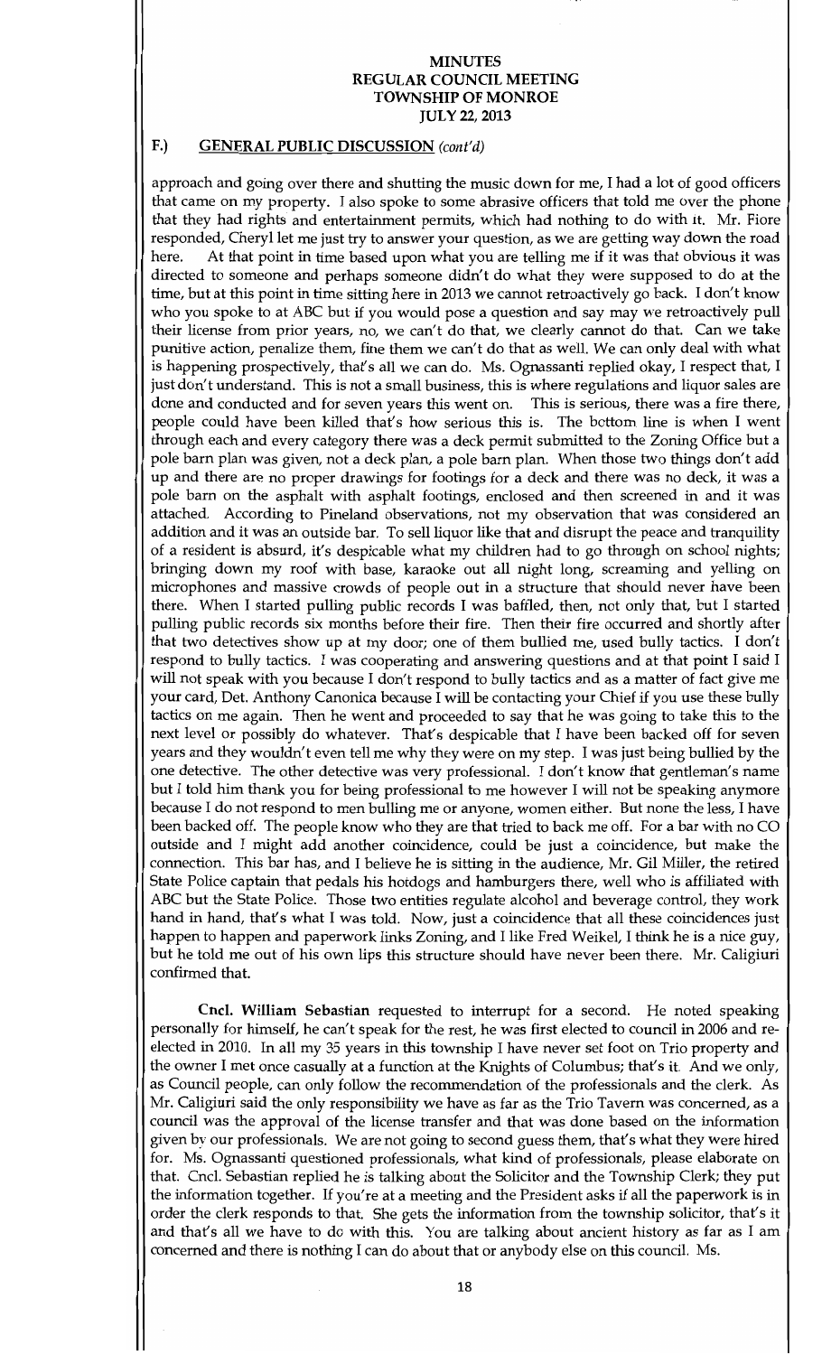# MINUTES
# REGULAR COUNCIL MEETING
# TOWNSHIP OF MONROE
# JULY 22, 2013

## F.) GENERAL PUBLIC DISCUSSION *(cont'd)*

approach and going over there and shutting the music down for me, I had a lot of good officers that came on my property. I also spoke to some abrasive officers that told me over the phone that they had rights and entertainment permits, which had nothing to do with it. Mr. Fiore responded, Cheryl let me just try to answer your question, as we are getting way down the road here. At that point in time based upon what you are telling me if it was that obvious it was directed to someone and perhaps someone didn't do what they were supposed to do at the time, but at this point in time sitting here in 2013 we cannot retroactively go back. I don't know who you spoke to at ABC but if you would pose a question and say may we retroactively pull their license from prior years, no, we can't do that, we clearly cannot do that. Can we take punitive action, penalize them, fine them we can't do that as well. We can only deal with what is happening prospectively, that's all we can do. Ms. Ognassanti replied okay, I respect that, I just don't understand. This is not a small business, this is where regulations and liquor sales are done and conducted and for seven years this went on. This is serious, there was a fire there, people could have been killed that's how serious this is. The bottom line is when I went through each and every category there was a deck permit submitted to the Zoning Office but a pole barn plan was given, not a deck plan, a pole barn plan. When those two things don't add up and there are no proper drawings for footings for a deck and there was no deck, it was a pole barn on the asphalt with asphalt footings, enclosed and then screened in and it was attached. According to Pineland observations, not my observation that was considered an addition and it was an outside bar. To sell liquor like that and disrupt the peace and tranquility of a resident is absurd, it's despicable what my children had to go through on school nights; bringing down my roof with base, karaoke out all night long, screaming and yelling on microphones and massive crowds of people out in a structure that should never have been there. When I started pulling public records I was baffled, then, not only that, but I started pulling public records six months before their fire. Then their fire occurred and shortly after that two detectives show up at my door; one of them bullied me, used bully tactics. I don't respond to bully tactics. I was cooperating and answering questions and at that point I said I will not speak with you because I don't respond to bully tactics and as a matter of fact give me your card, Det. Anthony Canonica because I will be contacting your Chief if you use these bully tactics on me again. Then he went and proceeded to say that he was going to take this to the next level or possibly do whatever. That's despicable that I have been backed off for seven years and they wouldn't even tell me why they were on my step. I was just being bullied by the one detective. The other detective was very professional. I don't know that gentleman's name but I told him thank you for being professional to me however I will not be speaking anymore because I do not respond to men bulling me or anyone, women either. But none the less, I have been backed off. The people know who they are that tried to back me off. For a bar with no CO outside and I might add another coincidence, could be just a coincidence, but make the connection. This bar has, and I believe he is sitting in the audience, Mr. Gil Miller, the retired State Police captain that pedals his hotdogs and hamburgers there, well who is affiliated with ABC but the State Police. Those two entities regulate alcohol and beverage control, they work hand in hand, that's what I was told. Now, just a coincidence that all these coincidences just happen to happen and paperwork links Zoning, and I like Fred Weikel, I think he is a nice guy, but he told me out of his own lips this structure should have never been there. Mr. Caligiuri confirmed that.

**Cncl. William Sebastian** requested to interrupt for a second. He noted speaking personally for himself, he can't speak for the rest, he was first elected to council in 2006 and re-elected in 2010. In all my 35 years in this township I have never set foot on Trio property and the owner I met once casually at a function at the Knights of Columbus; that's it. And we only, as Council people, can only follow the recommendation of the professionals and the clerk. As Mr. Caligiuri said the only responsibility we have as far as the Trio Tavern was concerned, as a council was the approval of the license transfer and that was done based on the information given by our professionals. We are not going to second guess them, that's what they were hired for. Ms. Ognassanti questioned professionals, what kind of professionals, please elaborate on that. Cncl. Sebastian replied he is talking about the Solicitor and the Township Clerk; they put the information together. If you're at a meeting and the President asks if all the paperwork is in order the clerk responds to that. She gets the information from the township solicitor, that's it and that's all we have to do with this. You are talking about ancient history as far as I am concerned and there is nothing I can do about that or anybody else on this council. Ms.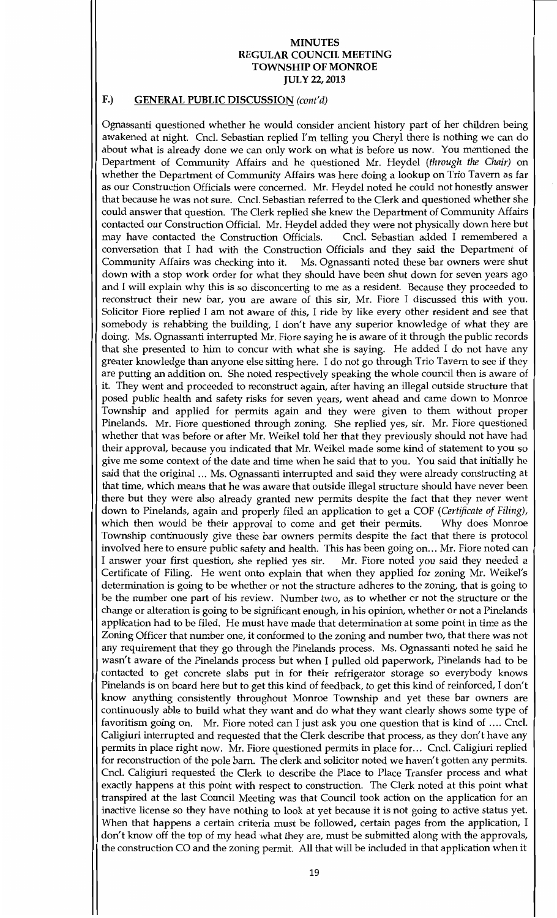# MINUTES
# REGULAR COUNCIL MEETING
# TOWNSHIP OF MONROE
# JULY 22, 2013

## F.) GENERAL PUBLIC DISCUSSION *(cont'd)*

Ognassanti questioned whether he would consider ancient history part of her children being awakened at night. Cncl. Sebastian replied I'm telling you Cheryl there is nothing we can do about what is already done we can only work on what is before us now. You mentioned the Department of Community Affairs and he questioned Mr. Heydel *(through the Chair)* on whether the Department of Community Affairs was here doing a lookup on Trio Tavern as far as our Construction Officials were concerned. Mr. Heydel noted he could not honestly answer that because he was not sure. Cncl. Sebastian referred to the Clerk and questioned whether she could answer that question. The Clerk replied she knew the Department of Community Affairs contacted our Construction Official. Mr. Heydel added they were not physically down here but may have contacted the Construction Officials. Cncl. Sebastian added I remembered a conversation that I had with the Construction Officials and they said the Department of Community Affairs was checking into it. Ms. Ognassanti noted these bar owners were shut down with a stop work order for what they should have been shut down for seven years ago and I will explain why this is so disconcerting to me as a resident. Because they proceeded to reconstruct their new bar, you are aware of this sir, Mr. Fiore I discussed this with you. Solicitor Fiore replied I am not aware of this, I ride by like every other resident and see that somebody is rehabbing the building, I don't have any superior knowledge of what they are doing. Ms. Ognassanti interrupted Mr. Fiore saying he is aware of it through the public records that she presented to him to concur with what she is saying. He added I do not have any greater knowledge than anyone else sitting here. I do not go through Trio Tavern to see if they are putting an addition on. She noted respectively speaking the whole council then is aware of it. They went and proceeded to reconstruct again, after having an illegal outside structure that posed public health and safety risks for seven years, went ahead and came down to Monroe Township and applied for permits again and they were given to them without proper Pinelands. Mr. Fiore questioned through zoning. She replied yes, sir. Mr. Fiore questioned whether that was before or after Mr. Weikel told her that they previously should not have had their approval, because you indicated that Mr. Weikel made some kind of statement to you so give me some context of the date and time when he said that to you. You said that initially he said that the original ... Ms. Ognassanti interrupted and said they were already constructing at that time, which means that he was aware that outside illegal structure should have never been there but they were also already granted new permits despite the fact that they never went down to Pinelands, again and properly filed an application to get a COF *(Certificate of Filing)*, which then would be their approval to come and get their permits. Why does Monroe Township continuously give these bar owners permits despite the fact that there is protocol involved here to ensure public safety and health. This has been going on... Mr. Fiore noted can I answer your first question, she replied yes sir. Mr. Fiore noted you said they needed a Certificate of Filing. He went onto explain that when they applied for zoning Mr. Weikel's determination is going to be whether or not the structure adheres to the zoning, that is going to be the number one part of his review. Number two, as to whether or not the structure or the change or alteration is going to be significant enough, in his opinion, whether or not a Pinelands application had to be filed. He must have made that determination at some point in time as the Zoning Officer that number one, it conformed to the zoning and number two, that there was not any requirement that they go through the Pinelands process. Ms. Ognassanti noted he said he wasn't aware of the Pinelands process but when I pulled old paperwork, Pinelands had to be contacted to get concrete slabs put in for their refrigerator storage so everybody knows Pinelands is on board here but to get this kind of feedback, to get this kind of reinforced, I don't know anything consistently throughout Monroe Township and yet these bar owners are continuously able to build what they want and do what they want clearly shows some type of favoritism going on. Mr. Fiore noted can I just ask you one question that is kind of .... Cncl. Caligiuri interrupted and requested that the Clerk describe that process, as they don't have any permits in place right now. Mr. Fiore questioned permits in place for... Cncl. Caligiuri replied for reconstruction of the pole barn. The clerk and solicitor noted we haven't gotten any permits. Cncl. Caligiuri requested the Clerk to describe the Place to Place Transfer process and what exactly happens at this point with respect to construction. The Clerk noted at this point what transpired at the last Council Meeting was that Council took action on the application for an inactive license so they have nothing to look at yet because it is not going to active status yet. When that happens a certain criteria must be followed, certain pages from the application, I don't know off the top of my head what they are, must be submitted along with the approvals, the construction CO and the zoning permit. All that will be included in that application when it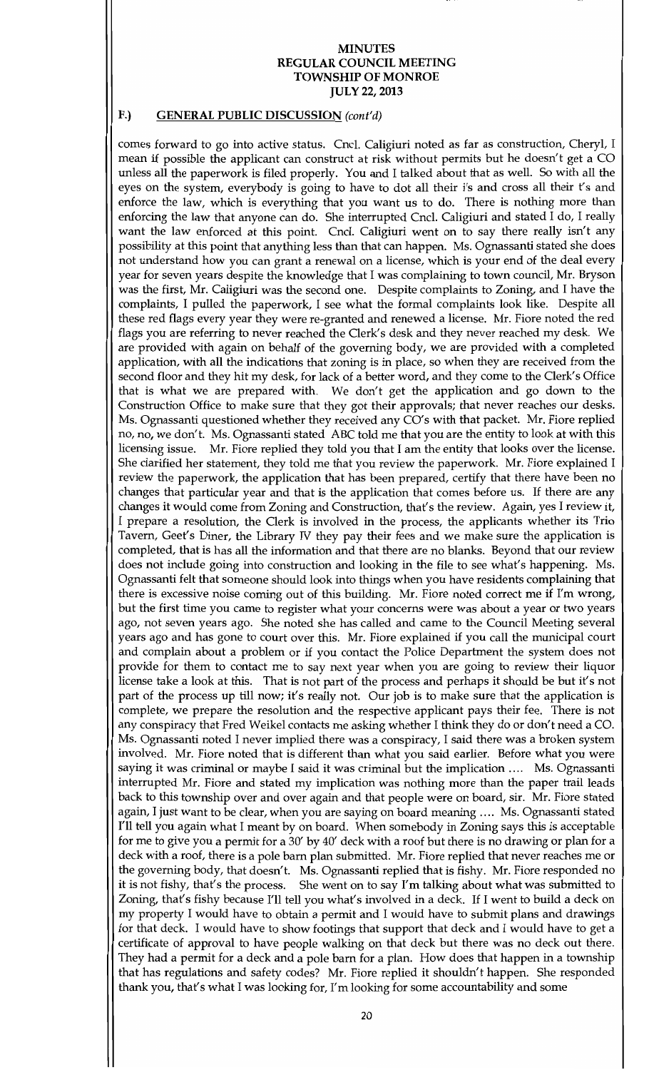# MINUTES
# REGULAR COUNCIL MEETING
# TOWNSHIP OF MONROE
# JULY 22, 2013

## F.) GENERAL PUBLIC DISCUSSION *(cont'd)*

comes forward to go into active status. Cncl. Caligiuri noted as far as construction, Cheryl, I mean if possible the applicant can construct at risk without permits but he doesn't get a CO unless all the paperwork is filed properly. You and I talked about that as well. So with all the eyes on the system, everybody is going to have to dot all their i's and cross all their t's and enforce the law, which is everything that you want us to do. There is nothing more than enforcing the law that anyone can do. She interrupted Cncl. Caligiuri and stated I do, I really want the law enforced at this point. Cncl. Caligiuri went on to say there really isn't any possibility at this point that anything less than that can happen. Ms. Ognassanti stated she does not understand how you can grant a renewal on a license, which is your end of the deal every year for seven years despite the knowledge that I was complaining to town council, Mr. Bryson was the first, Mr. Caligiuri was the second one. Despite complaints to Zoning, and I have the complaints, I pulled the paperwork, I see what the formal complaints look like. Despite all these red flags every year they were re-granted and renewed a license. Mr. Fiore noted the red flags you are referring to never reached the Clerk's desk and they never reached my desk. We are provided with again on behalf of the governing body, we are provided with a completed application, with all the indications that zoning is in place, so when they are received from the second floor and they hit my desk, for lack of a better word, and they come to the Clerk's Office that is what we are prepared with. We don't get the application and go down to the Construction Office to make sure that they got their approvals; that never reaches our desks. Ms. Ognassanti questioned whether they received any CO's with that packet. Mr. Fiore replied no, no, we don't. Ms. Ognassanti stated ABC told me that you are the entity to look at with this licensing issue. Mr. Fiore replied they told you that I am the entity that looks over the license. She clarified her statement, they told me that you review the paperwork. Mr. Fiore explained I review the paperwork, the application that has been prepared, certify that there have been no changes that particular year and that is the application that comes before us. If there are any changes it would come from Zoning and Construction, that's the review. Again, yes I review it, I prepare a resolution, the Clerk is involved in the process, the applicants whether its Trio Tavern, Geet's Diner, the Library IV they pay their fees and we make sure the application is completed, that is has all the information and that there are no blanks. Beyond that our review does not include going into construction and looking in the file to see what's happening. Ms. Ognassanti felt that someone should look into things when you have residents complaining that there is excessive noise coming out of this building. Mr. Fiore noted correct me if I'm wrong, but the first time you came to register what your concerns were was about a year or two years ago, not seven years ago. She noted she has called and came to the Council Meeting several years ago and has gone to court over this. Mr. Fiore explained if you call the municipal court and complain about a problem or if you contact the Police Department the system does not provide for them to contact me to say next year when you are going to review their liquor license take a look at this. That is not part of the process and perhaps it should be but it's not part of the process up till now; it's really not. Our job is to make sure that the application is complete, we prepare the resolution and the respective applicant pays their fee. There is not any conspiracy that Fred Weikel contacts me asking whether I think they do or don't need a CO. Ms. Ognassanti noted I never implied there was a conspiracy, I said there was a broken system involved. Mr. Fiore noted that is different than what you said earlier. Before what you were saying it was criminal or maybe I said it was criminal but the implication .... Ms. Ognassanti interrupted Mr. Fiore and stated my implication was nothing more than the paper trail leads back to this township over and over again and that people were on board, sir. Mr. Fiore stated again, I just want to be clear, when you are saying on board meaning .... Ms. Ognassanti stated I'll tell you again what I meant by on board. When somebody in Zoning says this is acceptable for me to give you a permit for a 30' by 40' deck with a roof but there is no drawing or plan for a deck with a roof, there is a pole barn plan submitted. Mr. Fiore replied that never reaches me or the governing body, that doesn't. Ms. Ognassanti replied that is fishy. Mr. Fiore responded no it is not fishy, that's the process. She went on to say I'm talking about what was submitted to Zoning, that's fishy because I'll tell you what's involved in a deck. If I went to build a deck on my property I would have to obtain a permit and I would have to submit plans and drawings for that deck. I would have to show footings that support that deck and I would have to get a certificate of approval to have people walking on that deck but there was no deck out there. They had a permit for a deck and a pole barn for a plan. How does that happen in a township that has regulations and safety codes? Mr. Fiore replied it shouldn't happen. She responded thank you, that's what I was looking for, I'm looking for some accountability and some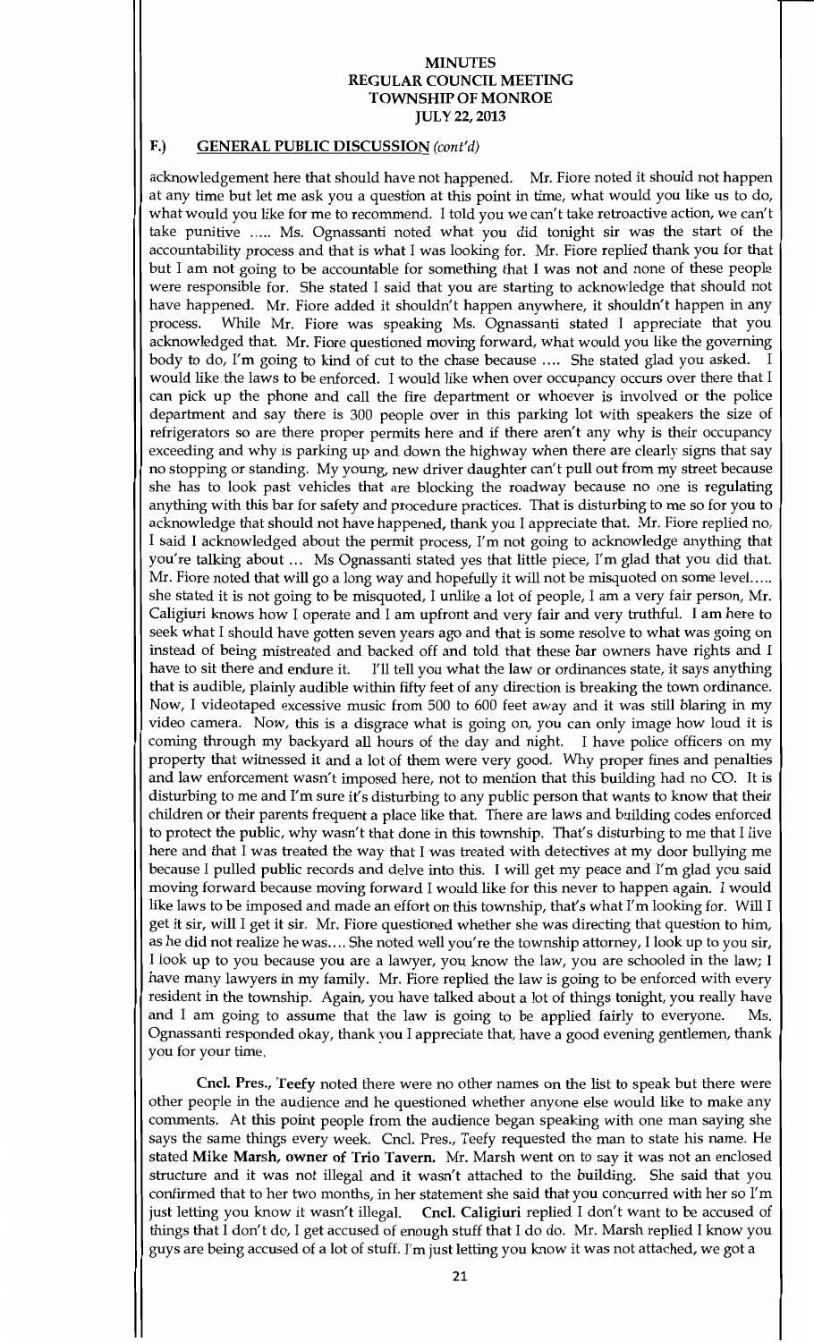# MINUTES
# REGULAR COUNCIL MEETING
# TOWNSHIP OF MONROE
# JULY 22, 2013

## F.) GENERAL PUBLIC DISCUSSION *(cont'd)*

acknowledgement here that should have not happened. Mr. Fiore noted it should not happen at any time but let me ask you a question at this point in time, what would you like us to do, what would you like for me to recommend. I told you we can't take retroactive action, we can't take punitive ..... Ms. Ognassanti noted what you did tonight sir was the start of the accountability process and that is what I was looking for. Mr. Fiore replied thank you for that but I am not going to be accountable for something that I was not and none of these people were responsible for. She stated I said that you are starting to acknowledge that should not have happened. Mr. Fiore added it shouldn't happen anywhere, it shouldn't happen in any process. While Mr. Fiore was speaking Ms. Ognassanti stated I appreciate that you acknowledged that. Mr. Fiore questioned moving forward, what would you like the governing body to do, I'm going to kind of cut to the chase because .... She stated glad you asked. I would like the laws to be enforced. I would like when over occupancy occurs over there that I can pick up the phone and call the fire department or whoever is involved or the police department and say there is 300 people over in this parking lot with speakers the size of refrigerators so are there proper permits here and if there aren't any why is their occupancy exceeding and why is parking up and down the highway when there are clearly signs that say no stopping or standing. My young, new driver daughter can't pull out from my street because she has to look past vehicles that are blocking the roadway because no one is regulating anything with this bar for safety and procedure practices. That is disturbing to me so for you to acknowledge that should not have happened, thank you I appreciate that. Mr. Fiore replied no, I said I acknowledged about the permit process, I'm not going to acknowledge anything that you're talking about ... Ms Ognassanti stated yes that little piece, I'm glad that you did that. Mr. Fiore noted that will go a long way and hopefully it will not be misquoted on some level..... she stated it is not going to be misquoted, I unlike a lot of people, I am a very fair person, Mr. Caligiuri knows how I operate and I am upfront and very fair and very truthful. I am here to seek what I should have gotten seven years ago and that is some resolve to what was going on instead of being mistreated and backed off and told that these bar owners have rights and I have to sit there and endure it. I'll tell you what the law or ordinances state, it says anything that is audible, plainly audible within fifty feet of any direction is breaking the town ordinance. Now, I videotaped excessive music from 500 to 600 feet away and it was still blaring in my video camera. Now, this is a disgrace what is going on, you can only image how loud it is coming through my backyard all hours of the day and night. I have police officers on my property that witnessed it and a lot of them were very good. Why proper fines and penalties and law enforcement wasn't imposed here, not to mention that this building had no CO. It is disturbing to me and I'm sure it's disturbing to any public person that wants to know that their children or their parents frequent a place like that. There are laws and building codes enforced to protect the public, why wasn't that done in this township. That's disturbing to me that I live here and that I was treated the way that I was treated with detectives at my door bullying me because I pulled public records and delve into this. I will get my peace and I'm glad you said moving forward because moving forward I would like for this never to happen again. I would like laws to be imposed and made an effort on this township, that's what I'm looking for. Will I get it sir, will I get it sir. Mr. Fiore questioned whether she was directing that question to him, as he did not realize he was.... She noted well you're the township attorney, I look up to you sir, I look up to you because you are a lawyer, you know the law, you are schooled in the law; I have many lawyers in my family. Mr. Fiore replied the law is going to be enforced with every resident in the township. Again, you have talked about a lot of things tonight, you really have and I am going to assume that the law is going to be applied fairly to everyone. Ms. Ognassanti responded okay, thank you I appreciate that, have a good evening gentlemen, thank you for your time.

**Cncl. Pres., Teefy** noted there were no other names on the list to speak but there were other people in the audience and he questioned whether anyone else would like to make any comments. At this point people from the audience began speaking with one man saying she says the same things every week. Cncl. Pres., Teefy requested the man to state his name. He stated **Mike Marsh, owner of Trio Tavern.** Mr. Marsh went on to say it was not an enclosed structure and it was not illegal and it wasn't attached to the building. She said that you confirmed that to her two months, in her statement she said that you concurred with her so I'm just letting you know it wasn't illegal. **Cncl. Caligiuri** replied I don't want to be accused of things that I don't do, I get accused of enough stuff that I do do. Mr. Marsh replied I know you guys are being accused of a lot of stuff. I'm just letting you know it was not attached, we got a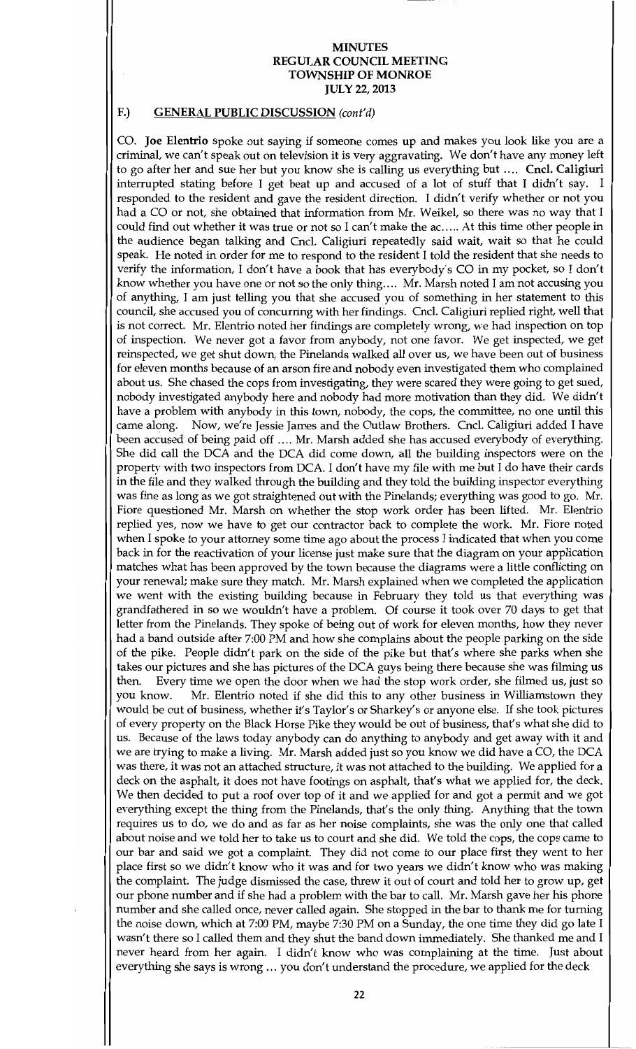**MINUTES**
**REGULAR COUNCIL MEETING**
**TOWNSHIP OF MONROE**
**JULY 22, 2013**

## F.) GENERAL PUBLIC DISCUSSION *(cont'd)*

CO. **Joe Elentrio** spoke out saying if someone comes up and makes you look like you are a criminal, we can't speak out on television it is very aggravating. We don't have any money left to go after her and sue her but you know she is calling us everything but .... **Cncl. Caligiuri** interrupted stating before I get beat up and accused of a lot of stuff that I didn't say. I responded to the resident and gave the resident direction. I didn't verify whether or not you had a CO or not, she obtained that information from Mr. Weikel, so there was no way that I could find out whether it was true or not so I can't make the ac..... At this time other people in the audience began talking and Cncl. Caligiuri repeatedly said wait, wait so that he could speak. He noted in order for me to respond to the resident I told the resident that she needs to verify the information, I don't have a book that has everybody's CO in my pocket, so I don't know whether you have one or not so the only thing.... Mr. Marsh noted I am not accusing you of anything, I am just telling you that she accused you of something in her statement to this council, she accused you of concurring with her findings. Cncl. Caligiuri replied right, well that is not correct. Mr. Elentrio noted her findings are completely wrong, we had inspection on top of inspection. We never got a favor from anybody, not one favor. We get inspected, we get reinspected, we get shut down, the Pinelands walked all over us, we have been out of business for eleven months because of an arson fire and nobody even investigated them who complained about us. She chased the cops from investigating, they were scared they were going to get sued, nobody investigated anybody here and nobody had more motivation than they did. We didn't have a problem with anybody in this town, nobody, the cops, the committee, no one until this came along. Now, we're Jessie James and the Outlaw Brothers. Cncl. Caligiuri added I have been accused of being paid off .... Mr. Marsh added she has accused everybody of everything. She did call the DCA and the DCA did come down, all the building inspectors were on the property with two inspectors from DCA. I don't have my file with me but I do have their cards in the file and they walked through the building and they told the building inspector everything was fine as long as we got straightened out with the Pinelands; everything was good to go. Mr. Fiore questioned Mr. Marsh on whether the stop work order has been lifted. Mr. Elentrio replied yes, now we have to get our contractor back to complete the work. Mr. Fiore noted when I spoke to your attorney some time ago about the process I indicated that when you come back in for the reactivation of your license just make sure that the diagram on your application matches what has been approved by the town because the diagrams were a little conflicting on your renewal; make sure they match. Mr. Marsh explained when we completed the application we went with the existing building because in February they told us that everything was grandfathered in so we wouldn't have a problem. Of course it took over 70 days to get that letter from the Pinelands. They spoke of being out of work for eleven months, how they never had a band outside after 7:00 PM and how she complains about the people parking on the side of the pike. People didn't park on the side of the pike but that's where she parks when she takes our pictures and she has pictures of the DCA guys being there because she was filming us then. Every time we open the door when we had the stop work order, she filmed us, just so you know. Mr. Elentrio noted if she did this to any other business in Williamstown they would be out of business, whether it's Taylor's or Sharkey's or anyone else. If she took pictures of every property on the Black Horse Pike they would be out of business, that's what she did to us. Because of the laws today anybody can do anything to anybody and get away with it and we are trying to make a living. Mr. Marsh added just so you know we did have a CO, the DCA was there, it was not an attached structure, it was not attached to the building. We applied for a deck on the asphalt, it does not have footings on asphalt, that's what we applied for, the deck. We then decided to put a roof over top of it and we applied for and got a permit and we got everything except the thing from the Pinelands, that's the only thing. Anything that the town requires us to do, we do and as far as her noise complaints, she was the only one that called about noise and we told her to take us to court and she did. We told the cops, the cops came to our bar and said we got a complaint. They did not come to our place first they went to her place first so we didn't know who it was and for two years we didn't know who was making the complaint. The judge dismissed the case, threw it out of court and told her to grow up, get our phone number and if she had a problem with the bar to call. Mr. Marsh gave her his phone number and she called once, never called again. She stopped in the bar to thank me for turning the noise down, which at 7:00 PM, maybe 7:30 PM on a Sunday, the one time they did go late I wasn't there so I called them and they shut the band down immediately. She thanked me and I never heard from her again. I didn't know who was complaining at the time. Just about everything she says is wrong ... you don't understand the procedure, we applied for the deck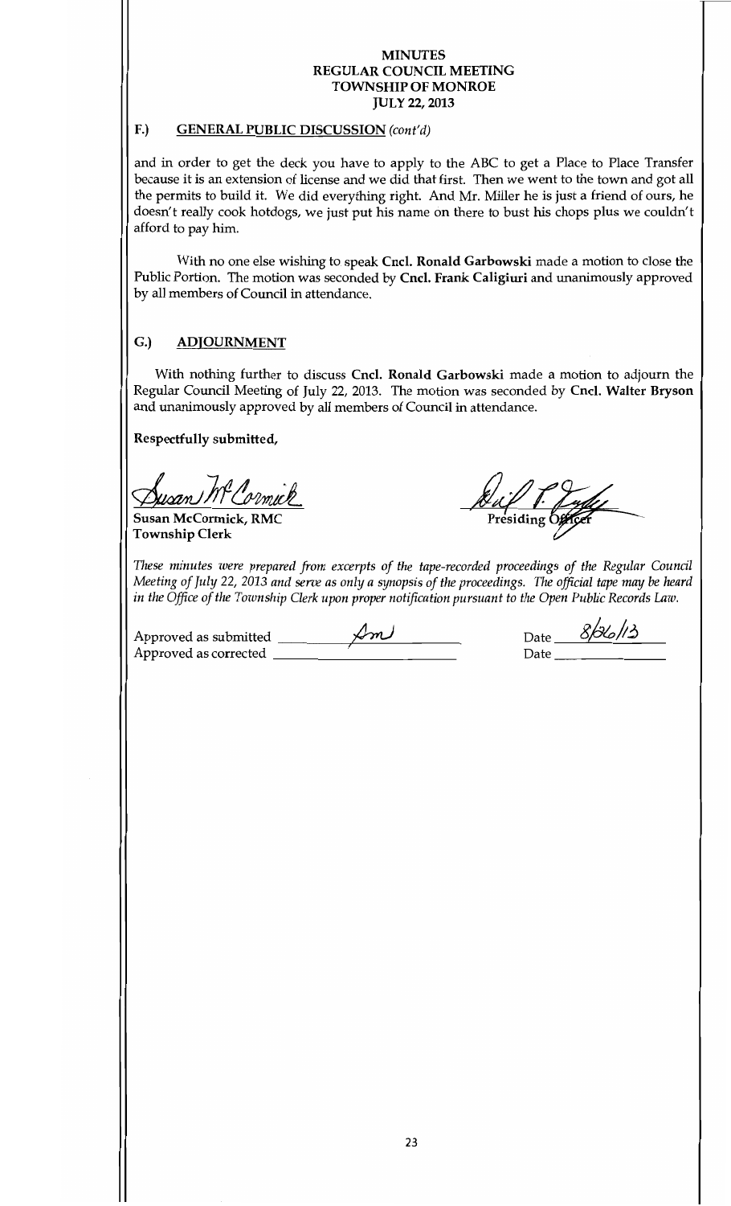**MINUTES**
**REGULAR COUNCIL MEETING**
**TOWNSHIP OF MONROE**
**JULY 22, 2013**

## F.) GENERAL PUBLIC DISCUSSION *(cont'd)*

and in order to get the deck you have to apply to the ABC to get a Place to Place Transfer because it is an extension of license and we did that first. Then we went to the town and got all the permits to build it. We did everything right. And Mr. Miller he is just a friend of ours, he doesn't really cook hotdogs, we just put his name on there to bust his chops plus we couldn't afford to pay him.

With no one else wishing to speak **Cncl. Ronald Garbowski** made a motion to close the Public Portion. The motion was seconded by **Cncl. Frank Caligiuri** and unanimously approved by all members of Council in attendance.

## G.) ADJOURNMENT

With nothing further to discuss **Cncl. Ronald Garbowski** made a motion to adjourn the Regular Council Meeting of July 22, 2013. The motion was seconded by **Cncl. Walter Bryson** and unanimously approved by all members of Council in attendance.

**Respectfully submitted,**

Susan McCormick

**Susan McCormick, RMC**
**Township Clerk**

Presiding Officer

*These minutes were prepared from excerpts of the tape-recorded proceedings of the Regular Council Meeting of July 22, 2013 and serve as only a synopsis of the proceedings. The official tape may be heard in the Office of the Township Clerk upon proper notification pursuant to the Open Public Records Law.*

Approved as submitted Sm Date 8/26/13
Approved as corrected \_\_\_\_\_\_\_\_\_\_ Date \_\_\_\_\_\_\_\_\_\_